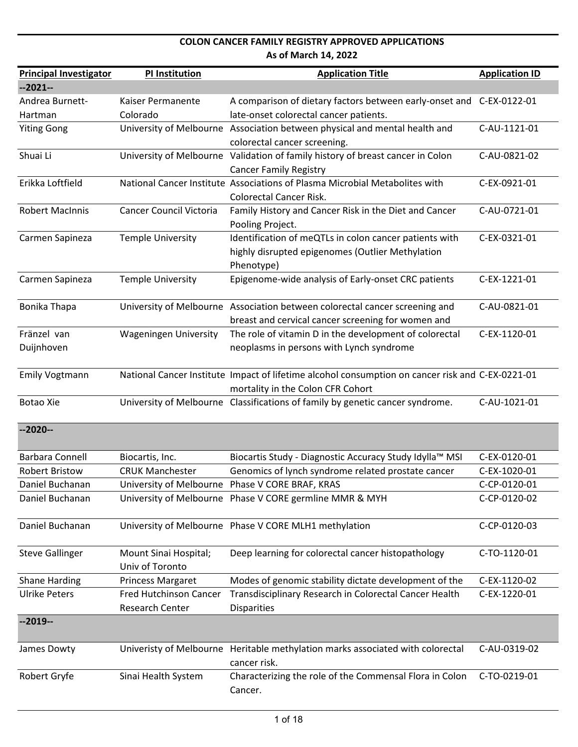# COLON CANCER FAMILY REGISTRY APPROVED APPLICATIONS

**As of March 14, 2022**

| Principal Investigator | PI Institution | Application Title | Application ID |
|---|---|---|---|
| **--2021--** | | | |
| Andrea Burnett-Hartman | Kaiser Permanente Colorado | A comparison of dietary factors between early-onset and late-onset colorectal cancer patients. | C-EX-0122-01 |
| Yiting Gong | University of Melbourne | Association between physical and mental health and colorectal cancer screening. | C-AU-1121-01 |
| Shuai Li | University of Melbourne | Validation of family history of breast cancer in Colon Cancer Family Registry | C-AU-0821-02 |
| Erikka Loftfield | National Cancer Institute | Associations of Plasma Microbial Metabolites with Colorectal Cancer Risk. | C-EX-0921-01 |
| Robert MacInnis | Cancer Council Victoria | Family History and Cancer Risk in the Diet and Cancer Pooling Project. | C-AU-0721-01 |
| Carmen Sapineza | Temple University | Identification of meQTLs in colon cancer patients with highly disrupted epigenomes (Outlier Methylation Phenotype) | C-EX-0321-01 |
| Carmen Sapineza | Temple University | Epigenome-wide analysis of Early-onset CRC patients | C-EX-1221-01 |
| Bonika Thapa | University of Melbourne | Association between colorectal cancer screening and breast and cervical cancer screening for women and | C-AU-0821-01 |
| Fränzel van Duijnhoven | Wageningen University | The role of vitamin D in the development of colorectal neoplasms in persons with Lynch syndrome | C-EX-1120-01 |
| Emily Vogtmann | National Cancer Institute | Impact of lifetime alcohol consumption on cancer risk and mortality in the Colon CFR Cohort | C-EX-0221-01 |
| Botao Xie | University of Melbourne | Classifications of family by genetic cancer syndrome. | C-AU-1021-01 |
| **--2020--** | | | |
| Barbara Connell | Biocartis, Inc. | Biocartis Study - Diagnostic Accuracy Study Idylla™ MSI | C-EX-0120-01 |
| Robert Bristow | CRUK Manchester | Genomics of lynch syndrome related prostate cancer | C-EX-1020-01 |
| Daniel Buchanan | University of Melbourne | Phase V CORE BRAF, KRAS | C-CP-0120-01 |
| Daniel Buchanan | University of Melbourne | Phase V CORE germline MMR & MYH | C-CP-0120-02 |
| Daniel Buchanan | University of Melbourne | Phase V CORE MLH1 methylation | C-CP-0120-03 |
| Steve Gallinger | Mount Sinai Hospital; Univ of Toronto | Deep learning for colorectal cancer histopathology | C-TO-1120-01 |
| Shane Harding | Princess Margaret | Modes of genomic stability dictate development of the | C-EX-1120-02 |
| Ulrike Peters | Fred Hutchinson Cancer Research Center | Transdisciplinary Research in Colorectal Cancer Health Disparities | C-EX-1220-01 |
| **--2019--** | | | |
| James Dowty | Univeristy of Melbourne | Heritable methylation marks associated with colorectal cancer risk. | C-AU-0319-02 |
| Robert Gryfe | Sinai Health System | Characterizing the role of the Commensal Flora in Colon Cancer. | C-TO-0219-01 |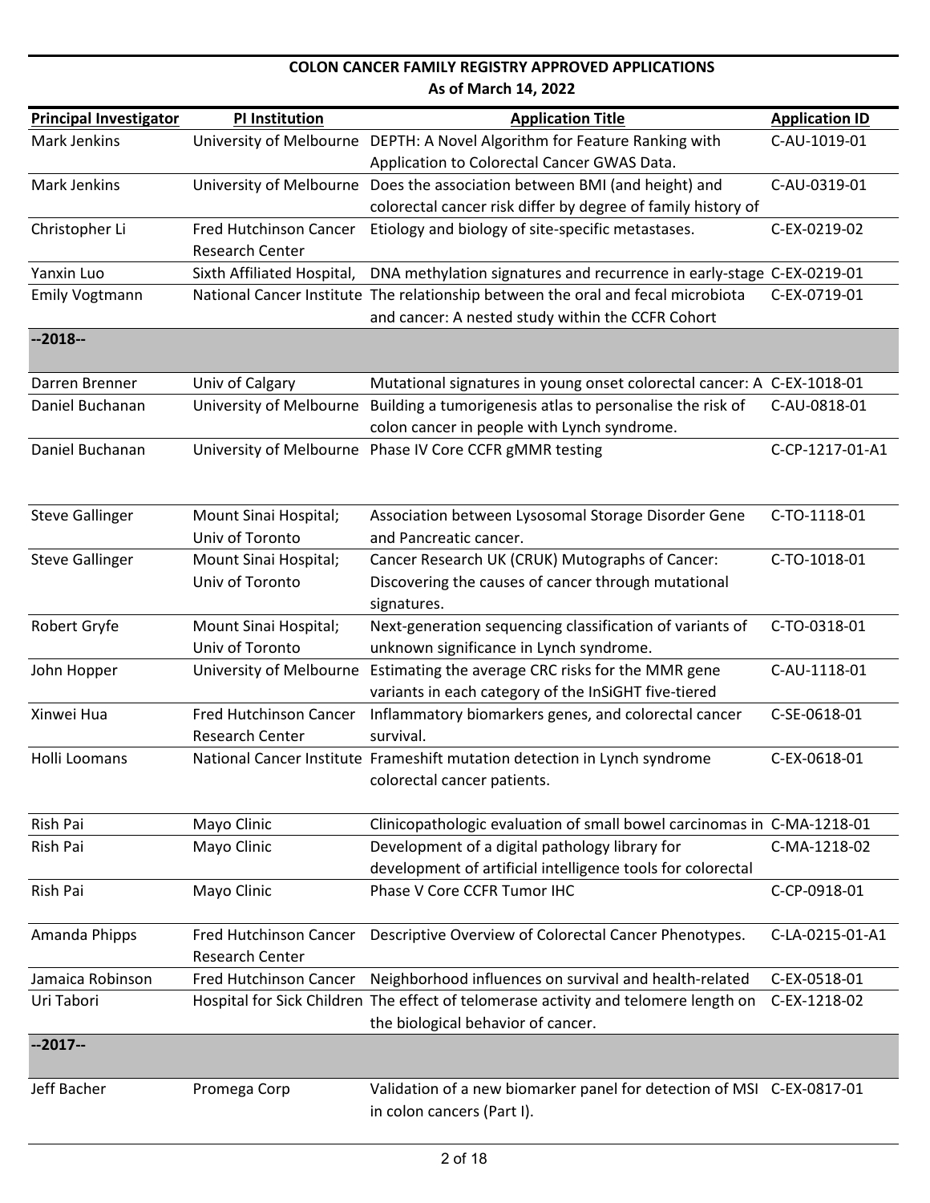## COLON CANCER FAMILY REGISTRY APPROVED APPLICATIONS
### As of March 14, 2022

| Principal Investigator | PI Institution | Application Title | Application ID |
|---|---|---|---|
| Mark Jenkins | University of Melbourne | DEPTH: A Novel Algorithm for Feature Ranking with Application to Colorectal Cancer GWAS Data. | C-AU-1019-01 |
| Mark Jenkins | University of Melbourne | Does the association between BMI (and height) and colorectal cancer risk differ by degree of family history of | C-AU-0319-01 |
| Christopher Li | Fred Hutchinson Cancer Research Center | Etiology and biology of site-specific metastases. | C-EX-0219-02 |
| Yanxin Luo | Sixth Affiliated Hospital, | DNA methylation signatures and recurrence in early-stage | C-EX-0219-01 |
| Emily Vogtmann | National Cancer Institute | The relationship between the oral and fecal microbiota and cancer: A nested study within the CCFR Cohort | C-EX-0719-01 |
| **--2018--** | | | |
| Darren Brenner | Univ of Calgary | Mutational signatures in young onset colorectal cancer: A | C-EX-1018-01 |
| Daniel Buchanan | University of Melbourne | Building a tumorigenesis atlas to personalise the risk of colon cancer in people with Lynch syndrome. | C-AU-0818-01 |
| Daniel Buchanan | University of Melbourne | Phase IV Core CCFR gMMR testing | C-CP-1217-01-A1 |
| Steve Gallinger | Mount Sinai Hospital; Univ of Toronto | Association between Lysosomal Storage Disorder Gene and Pancreatic cancer. | C-TO-1118-01 |
| Steve Gallinger | Mount Sinai Hospital; Univ of Toronto | Cancer Research UK (CRUK) Mutographs of Cancer: Discovering the causes of cancer through mutational signatures. | C-TO-1018-01 |
| Robert Gryfe | Mount Sinai Hospital; Univ of Toronto | Next-generation sequencing classification of variants of unknown significance in Lynch syndrome. | C-TO-0318-01 |
| John Hopper | University of Melbourne | Estimating the average CRC risks for the MMR gene variants in each category of the InSiGHT five-tiered | C-AU-1118-01 |
| Xinwei Hua | Fred Hutchinson Cancer Research Center | Inflammatory biomarkers genes, and colorectal cancer survival. | C-SE-0618-01 |
| Holli Loomans | National Cancer Institute | Frameshift mutation detection in Lynch syndrome colorectal cancer patients. | C-EX-0618-01 |
| Rish Pai | Mayo Clinic | Clinicopathologic evaluation of small bowel carcinomas in | C-MA-1218-01 |
| Rish Pai | Mayo Clinic | Development of a digital pathology library for development of artificial intelligence tools for colorectal | C-MA-1218-02 |
| Rish Pai | Mayo Clinic | Phase V Core CCFR Tumor IHC | C-CP-0918-01 |
| Amanda Phipps | Fred Hutchinson Cancer Research Center | Descriptive Overview of Colorectal Cancer Phenotypes. | C-LA-0215-01-A1 |
| Jamaica Robinson | Fred Hutchinson Cancer | Neighborhood influences on survival and health-related | C-EX-0518-01 |
| Uri Tabori | Hospital for Sick Children | The effect of telomerase activity and telomere length on the biological behavior of cancer. | C-EX-1218-02 |
| **--2017--** | | | |
| Jeff Bacher | Promega Corp | Validation of a new biomarker panel for detection of MSI in colon cancers (Part I). | C-EX-0817-01 |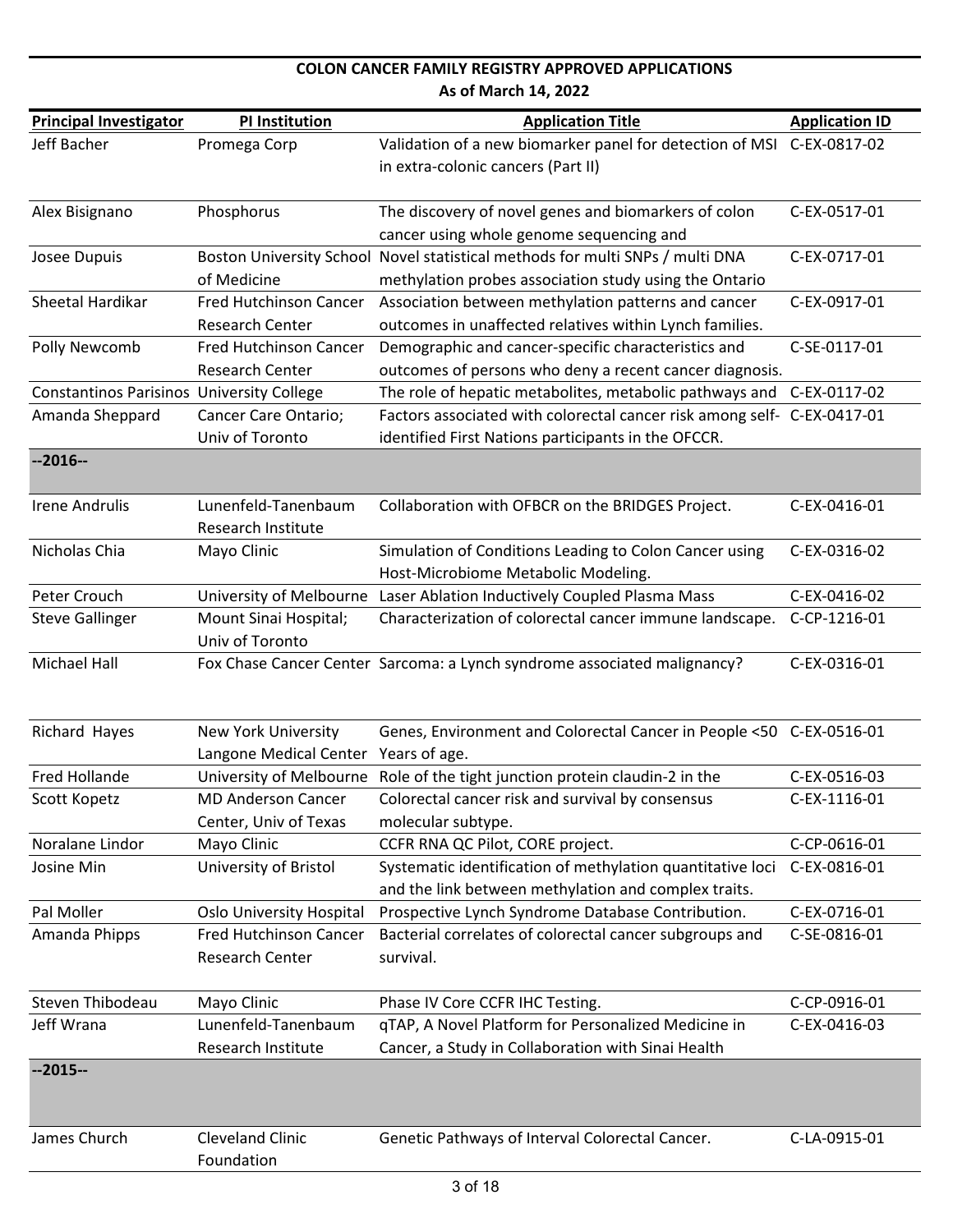**COLON CANCER FAMILY REGISTRY APPROVED APPLICATIONS**
**As of March 14, 2022**

| Principal Investigator | PI Institution | Application Title | Application ID |
|---|---|---|---|
| Jeff Bacher | Promega Corp | Validation of a new biomarker panel for detection of MSI in extra-colonic cancers (Part II) | C-EX-0817-02 |
| Alex Bisignano | Phosphorus | The discovery of novel genes and biomarkers of colon cancer using whole genome sequencing and | C-EX-0517-01 |
| Josee Dupuis | Boston University School of Medicine | Novel statistical methods for multi SNPs / multi DNA methylation probes association study using the Ontario | C-EX-0717-01 |
| Sheetal Hardikar | Fred Hutchinson Cancer Research Center | Association between methylation patterns and cancer outcomes in unaffected relatives within Lynch families. | C-EX-0917-01 |
| Polly Newcomb | Fred Hutchinson Cancer Research Center | Demographic and cancer-specific characteristics and outcomes of persons who deny a recent cancer diagnosis. | C-SE-0117-01 |
| Constantinos Parisinos | University College | The role of hepatic metabolites, metabolic pathways and | C-EX-0117-02 |
| Amanda Sheppard | Cancer Care Ontario; Univ of Toronto | Factors associated with colorectal cancer risk among self-identified First Nations participants in the OFCCR. | C-EX-0417-01 |
| **--2016--** | | | |
| Irene Andrulis | Lunenfeld-Tanenbaum Research Institute | Collaboration with OFBCR on the BRIDGES Project. | C-EX-0416-01 |
| Nicholas Chia | Mayo Clinic | Simulation of Conditions Leading to Colon Cancer using Host-Microbiome Metabolic Modeling. | C-EX-0316-02 |
| Peter Crouch | University of Melbourne | Laser Ablation Inductively Coupled Plasma Mass | C-EX-0416-02 |
| Steve Gallinger | Mount Sinai Hospital; Univ of Toronto | Characterization of colorectal cancer immune landscape. | C-CP-1216-01 |
| Michael Hall | Fox Chase Cancer Center | Sarcoma: a Lynch syndrome associated malignancy? | C-EX-0316-01 |
| Richard Hayes | New York University Langone Medical Center | Genes, Environment and Colorectal Cancer in People <50 Years of age. | C-EX-0516-01 |
| Fred Hollande | University of Melbourne | Role of the tight junction protein claudin-2 in the | C-EX-0516-03 |
| Scott Kopetz | MD Anderson Cancer Center, Univ of Texas | Colorectal cancer risk and survival by consensus molecular subtype. | C-EX-1116-01 |
| Noralane Lindor | Mayo Clinic | CCFR RNA QC Pilot, CORE project. | C-CP-0616-01 |
| Josine Min | University of Bristol | Systematic identification of methylation quantitative loci and the link between methylation and complex traits. | C-EX-0816-01 |
| Pal Moller | Oslo University Hospital | Prospective Lynch Syndrome Database Contribution. | C-EX-0716-01 |
| Amanda Phipps | Fred Hutchinson Cancer Research Center | Bacterial correlates of colorectal cancer subgroups and survival. | C-SE-0816-01 |
| Steven Thibodeau | Mayo Clinic | Phase IV Core CCFR IHC Testing. | C-CP-0916-01 |
| Jeff Wrana | Lunenfeld-Tanenbaum Research Institute | qTAP, A Novel Platform for Personalized Medicine in Cancer, a Study in Collaboration with Sinai Health | C-EX-0416-03 |
| **--2015--** | | | |
| James Church | Cleveland Clinic Foundation | Genetic Pathways of Interval Colorectal Cancer. | C-LA-0915-01 |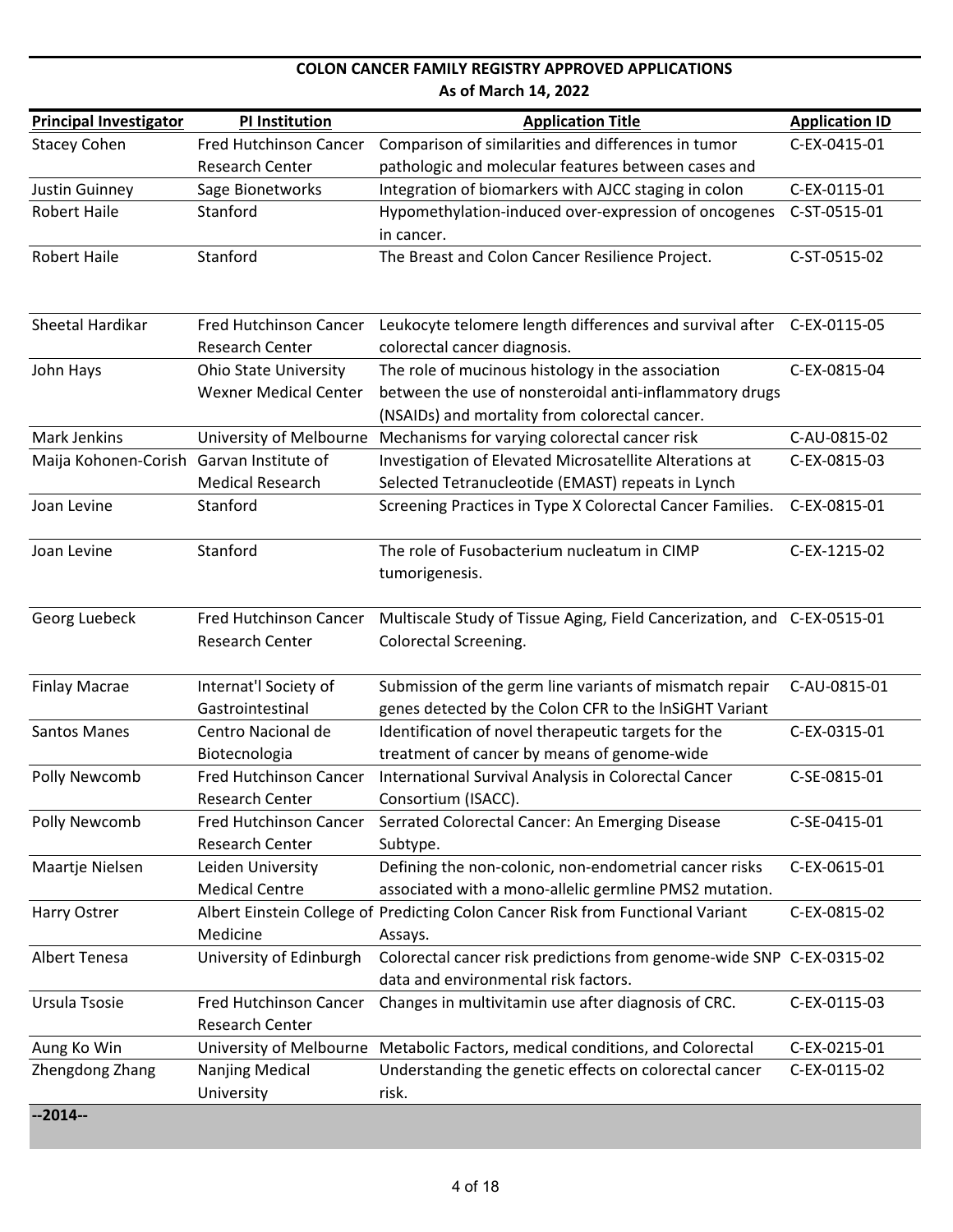## COLON CANCER FAMILY REGISTRY APPROVED APPLICATIONS
### As of March 14, 2022

| Principal Investigator | PI Institution | Application Title | Application ID |
|---|---|---|---|
| Stacey Cohen | Fred Hutchinson Cancer Research Center | Comparison of similarities and differences in tumor pathologic and molecular features between cases and | C-EX-0415-01 |
| Justin Guinney | Sage Bionetworks | Integration of biomarkers with AJCC staging in colon | C-EX-0115-01 |
| Robert Haile | Stanford | Hypomethylation-induced over-expression of oncogenes in cancer. | C-ST-0515-01 |
| Robert Haile | Stanford | The Breast and Colon Cancer Resilience Project. | C-ST-0515-02 |
| Sheetal Hardikar | Fred Hutchinson Cancer Research Center | Leukocyte telomere length differences and survival after colorectal cancer diagnosis. | C-EX-0115-05 |
| John Hays | Ohio State University Wexner Medical Center | The role of mucinous histology in the association between the use of nonsteroidal anti-inflammatory drugs (NSAIDs) and mortality from colorectal cancer. | C-EX-0815-04 |
| Mark Jenkins | University of Melbourne | Mechanisms for varying colorectal cancer risk | C-AU-0815-02 |
| Maija Kohonen-Corish | Garvan Institute of Medical Research | Investigation of Elevated Microsatellite Alterations at Selected Tetranucleotide (EMAST) repeats in Lynch | C-EX-0815-03 |
| Joan Levine | Stanford | Screening Practices in Type X Colorectal Cancer Families. | C-EX-0815-01 |
| Joan Levine | Stanford | The role of Fusobacterium nucleatum in CIMP tumorigenesis. | C-EX-1215-02 |
| Georg Luebeck | Fred Hutchinson Cancer Research Center | Multiscale Study of Tissue Aging, Field Cancerization, and Colorectal Screening. | C-EX-0515-01 |
| Finlay Macrae | Internat'l Society of Gastrointestinal | Submission of the germ line variants of mismatch repair genes detected by the Colon CFR to the InSiGHT Variant | C-AU-0815-01 |
| Santos Manes | Centro Nacional de Biotecnologia | Identification of novel therapeutic targets for the treatment of cancer by means of genome-wide | C-EX-0315-01 |
| Polly Newcomb | Fred Hutchinson Cancer Research Center | International Survival Analysis in Colorectal Cancer Consortium (ISACC). | C-SE-0815-01 |
| Polly Newcomb | Fred Hutchinson Cancer Research Center | Serrated Colorectal Cancer: An Emerging Disease Subtype. | C-SE-0415-01 |
| Maartje Nielsen | Leiden University Medical Centre | Defining the non-colonic, non-endometrial cancer risks associated with a mono-allelic germline PMS2 mutation. | C-EX-0615-01 |
| Harry Ostrer | Albert Einstein College of Medicine | Predicting Colon Cancer Risk from Functional Variant Assays. | C-EX-0815-02 |
| Albert Tenesa | University of Edinburgh | Colorectal cancer risk predictions from genome-wide SNP data and environmental risk factors. | C-EX-0315-02 |
| Ursula Tsosie | Fred Hutchinson Cancer Research Center | Changes in multivitamin use after diagnosis of CRC. | C-EX-0115-03 |
| Aung Ko Win | University of Melbourne | Metabolic Factors, medical conditions, and Colorectal | C-EX-0215-01 |
| Zhengdong Zhang | Nanjing Medical University | Understanding the genetic effects on colorectal cancer risk. | C-EX-0115-02 |
| **--2014--** | | | |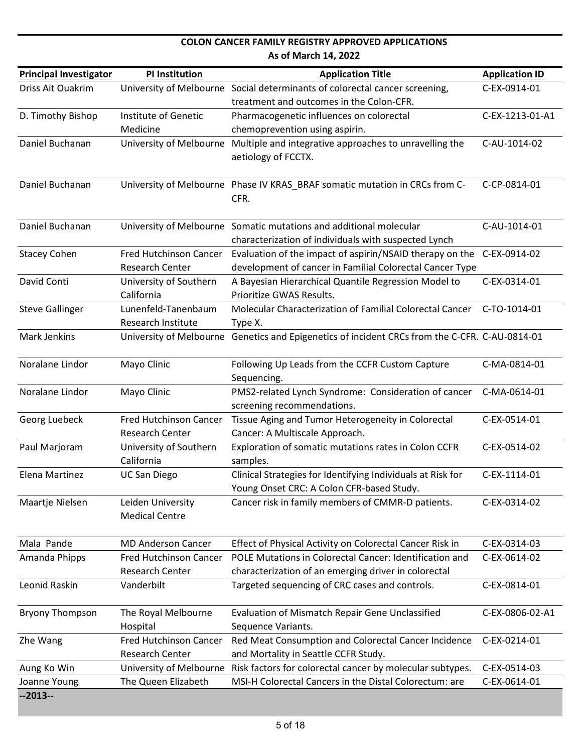## COLON CANCER FAMILY REGISTRY APPROVED APPLICATIONS
### As of March 14, 2022

| Principal Investigator | PI Institution | Application Title | Application ID |
|---|---|---|---|
| Driss Ait Ouakrim | University of Melbourne | Social determinants of colorectal cancer screening, treatment and outcomes in the Colon-CFR. | C-EX-0914-01 |
| D. Timothy Bishop | Institute of Genetic Medicine | Pharmacogenetic influences on colorectal chemoprevention using aspirin. | C-EX-1213-01-A1 |
| Daniel Buchanan | University of Melbourne | Multiple and integrative approaches to unravelling the aetiology of FCCTX. | C-AU-1014-02 |
| Daniel Buchanan | University of Melbourne | Phase IV KRAS_BRAF somatic mutation in CRCs from C-CFR. | C-CP-0814-01 |
| Daniel Buchanan | University of Melbourne | Somatic mutations and additional molecular characterization of individuals with suspected Lynch | C-AU-1014-01 |
| Stacey Cohen | Fred Hutchinson Cancer Research Center | Evaluation of the impact of aspirin/NSAID therapy on the development of cancer in Familial Colorectal Cancer Type | C-EX-0914-02 |
| David Conti | University of Southern California | A Bayesian Hierarchical Quantile Regression Model to Prioritize GWAS Results. | C-EX-0314-01 |
| Steve Gallinger | Lunenfeld-Tanenbaum Research Institute | Molecular Characterization of Familial Colorectal Cancer Type X. | C-TO-1014-01 |
| Mark Jenkins | University of Melbourne | Genetics and Epigenetics of incident CRCs from the C-CFR. | C-AU-0814-01 |
| Noralane Lindor | Mayo Clinic | Following Up Leads from the CCFR Custom Capture Sequencing. | C-MA-0814-01 |
| Noralane Lindor | Mayo Clinic | PMS2-related Lynch Syndrome: Consideration of cancer screening recommendations. | C-MA-0614-01 |
| Georg Luebeck | Fred Hutchinson Cancer Research Center | Tissue Aging and Tumor Heterogeneity in Colorectal Cancer: A Multiscale Approach. | C-EX-0514-01 |
| Paul Marjoram | University of Southern California | Exploration of somatic mutations rates in Colon CCFR samples. | C-EX-0514-02 |
| Elena Martinez | UC San Diego | Clinical Strategies for Identifying Individuals at Risk for Young Onset CRC: A Colon CFR-based Study. | C-EX-1114-01 |
| Maartje Nielsen | Leiden University Medical Centre | Cancer risk in family members of CMMR-D patients. | C-EX-0314-02 |
| Mala Pande | MD Anderson Cancer | Effect of Physical Activity on Colorectal Cancer Risk in | C-EX-0314-03 |
| Amanda Phipps | Fred Hutchinson Cancer Research Center | POLE Mutations in Colorectal Cancer: Identification and characterization of an emerging driver in colorectal | C-EX-0614-02 |
| Leonid Raskin | Vanderbilt | Targeted sequencing of CRC cases and controls. | C-EX-0814-01 |
| Bryony Thompson | The Royal Melbourne Hospital | Evaluation of Mismatch Repair Gene Unclassified Sequence Variants. | C-EX-0806-02-A1 |
| Zhe Wang | Fred Hutchinson Cancer Research Center | Red Meat Consumption and Colorectal Cancer Incidence and Mortality in Seattle CCFR Study. | C-EX-0214-01 |
| Aung Ko Win | University of Melbourne | Risk factors for colorectal cancer by molecular subtypes. | C-EX-0514-03 |
| Joanne Young | The Queen Elizabeth | MSI-H Colorectal Cancers in the Distal Colorectum: are | C-EX-0614-01 |
| **--2013--** | | | |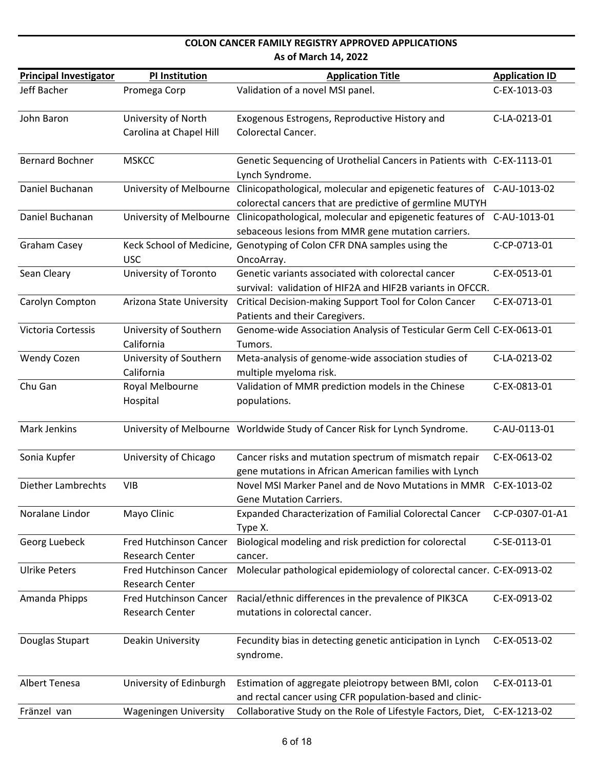**COLON CANCER FAMILY REGISTRY APPROVED APPLICATIONS**
**As of March 14, 2022**

| Principal Investigator | PI Institution | Application Title | Application ID |
|---|---|---|---|
| Jeff Bacher | Promega Corp | Validation of a novel MSI panel. | C-EX-1013-03 |
| John Baron | University of North Carolina at Chapel Hill | Exogenous Estrogens, Reproductive History and Colorectal Cancer. | C-LA-0213-01 |
| Bernard Bochner | MSKCC | Genetic Sequencing of Urothelial Cancers in Patients with Lynch Syndrome. | C-EX-1113-01 |
| Daniel Buchanan | University of Melbourne | Clinicopathological, molecular and epigenetic features of colorectal cancers that are predictive of germline MUTYH | C-AU-1013-02 |
| Daniel Buchanan | University of Melbourne | Clinicopathological, molecular and epigenetic features of sebaceous lesions from MMR gene mutation carriers. | C-AU-1013-01 |
| Graham Casey | Keck School of Medicine, USC | Genotyping of Colon CFR DNA samples using the OncoArray. | C-CP-0713-01 |
| Sean Cleary | University of Toronto | Genetic variants associated with colorectal cancer survival: validation of HIF2A and HIF2B variants in OFCCR. | C-EX-0513-01 |
| Carolyn Compton | Arizona State University | Critical Decision-making Support Tool for Colon Cancer Patients and their Caregivers. | C-EX-0713-01 |
| Victoria Cortessis | University of Southern California | Genome-wide Association Analysis of Testicular Germ Cell Tumors. | C-EX-0613-01 |
| Wendy Cozen | University of Southern California | Meta-analysis of genome-wide association studies of multiple myeloma risk. | C-LA-0213-02 |
| Chu Gan | Royal Melbourne Hospital | Validation of MMR prediction models in the Chinese populations. | C-EX-0813-01 |
| Mark Jenkins | University of Melbourne | Worldwide Study of Cancer Risk for Lynch Syndrome. | C-AU-0113-01 |
| Sonia Kupfer | University of Chicago | Cancer risks and mutation spectrum of mismatch repair gene mutations in African American families with Lynch | C-EX-0613-02 |
| Diether Lambrechts | VIB | Novel MSI Marker Panel and de Novo Mutations in MMR Gene Mutation Carriers. | C-EX-1013-02 |
| Noralane Lindor | Mayo Clinic | Expanded Characterization of Familial Colorectal Cancer Type X. | C-CP-0307-01-A1 |
| Georg Luebeck | Fred Hutchinson Cancer Research Center | Biological modeling and risk prediction for colorectal cancer. | C-SE-0113-01 |
| Ulrike Peters | Fred Hutchinson Cancer Research Center | Molecular pathological epidemiology of colorectal cancer. | C-EX-0913-02 |
| Amanda Phipps | Fred Hutchinson Cancer Research Center | Racial/ethnic differences in the prevalence of PIK3CA mutations in colorectal cancer. | C-EX-0913-02 |
| Douglas Stupart | Deakin University | Fecundity bias in detecting genetic anticipation in Lynch syndrome. | C-EX-0513-02 |
| Albert Tenesa | University of Edinburgh | Estimation of aggregate pleiotropy between BMI, colon and rectal cancer using CFR population-based and clinic- | C-EX-0113-01 |
| Fränzel van | Wageningen University | Collaborative Study on the Role of Lifestyle Factors, Diet, | C-EX-1213-02 |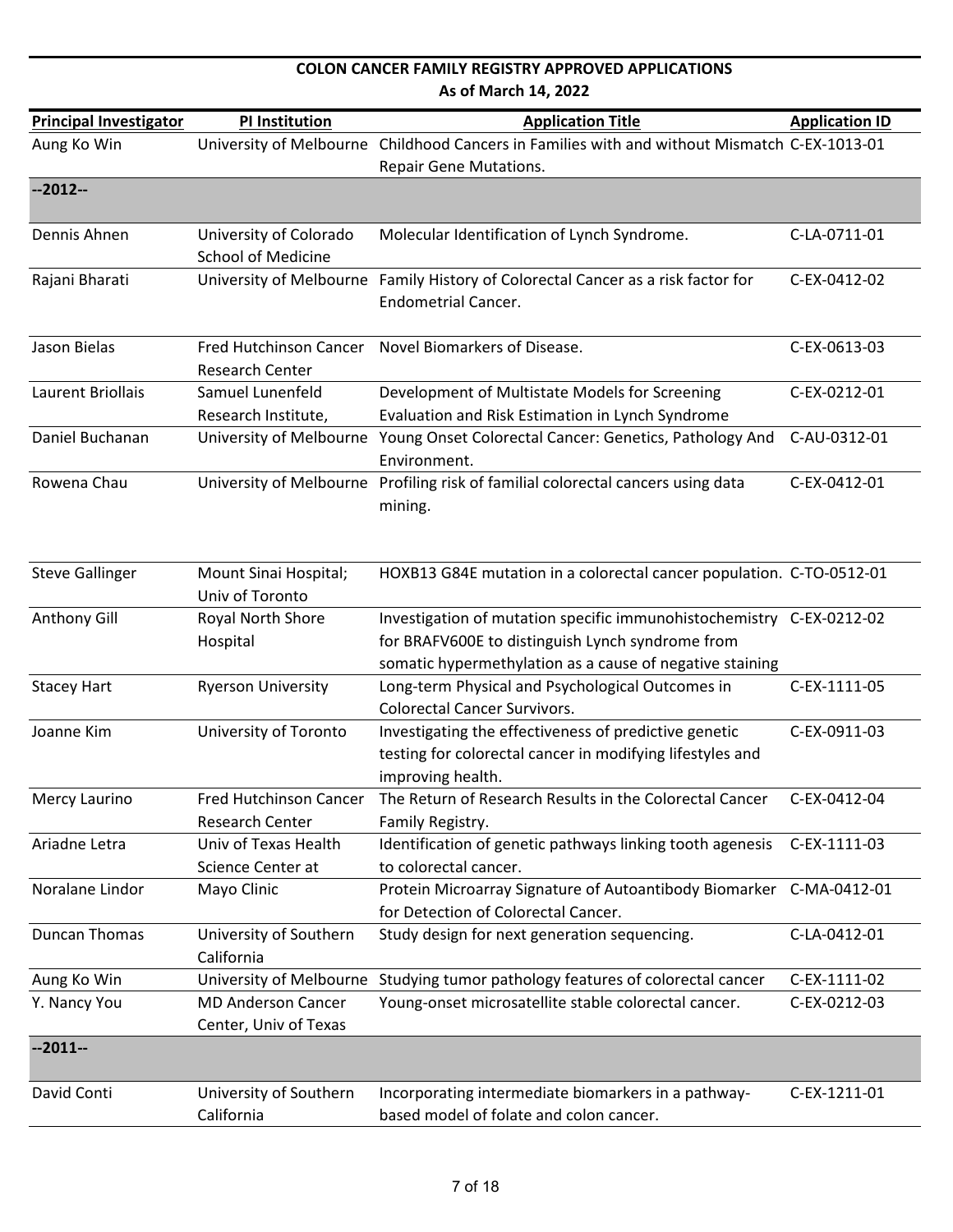## COLON CANCER FAMILY REGISTRY APPROVED APPLICATIONS

**As of March 14, 2022**

| Principal Investigator | PI Institution | Application Title | Application ID |
|---|---|---|---|
| Aung Ko Win | University of Melbourne | Childhood Cancers in Families with and without Mismatch Repair Gene Mutations. | C-EX-1013-01 |
| **--2012--** | | | |
| Dennis Ahnen | University of Colorado School of Medicine | Molecular Identification of Lynch Syndrome. | C-LA-0711-01 |
| Rajani Bharati | University of Melbourne | Family History of Colorectal Cancer as a risk factor for Endometrial Cancer. | C-EX-0412-02 |
| Jason Bielas | Fred Hutchinson Cancer Research Center | Novel Biomarkers of Disease. | C-EX-0613-03 |
| Laurent Briollais | Samuel Lunenfeld Research Institute, | Development of Multistate Models for Screening Evaluation and Risk Estimation in Lynch Syndrome | C-EX-0212-01 |
| Daniel Buchanan | University of Melbourne | Young Onset Colorectal Cancer: Genetics, Pathology And Environment. | C-AU-0312-01 |
| Rowena Chau | University of Melbourne | Profiling risk of familial colorectal cancers using data mining. | C-EX-0412-01 |
| Steve Gallinger | Mount Sinai Hospital; Univ of Toronto | HOXB13 G84E mutation in a colorectal cancer population. | C-TO-0512-01 |
| Anthony Gill | Royal North Shore Hospital | Investigation of mutation specific immunohistochemistry for BRAFV600E to distinguish Lynch syndrome from somatic hypermethylation as a cause of negative staining | C-EX-0212-02 |
| Stacey Hart | Ryerson University | Long-term Physical and Psychological Outcomes in Colorectal Cancer Survivors. | C-EX-1111-05 |
| Joanne Kim | University of Toronto | Investigating the effectiveness of predictive genetic testing for colorectal cancer in modifying lifestyles and improving health. | C-EX-0911-03 |
| Mercy Laurino | Fred Hutchinson Cancer Research Center | The Return of Research Results in the Colorectal Cancer Family Registry. | C-EX-0412-04 |
| Ariadne Letra | Univ of Texas Health Science Center at | Identification of genetic pathways linking tooth agenesis to colorectal cancer. | C-EX-1111-03 |
| Noralane Lindor | Mayo Clinic | Protein Microarray Signature of Autoantibody Biomarker for Detection of Colorectal Cancer. | C-MA-0412-01 |
| Duncan Thomas | University of Southern California | Study design for next generation sequencing. | C-LA-0412-01 |
| Aung Ko Win | University of Melbourne | Studying tumor pathology features of colorectal cancer | C-EX-1111-02 |
| Y. Nancy You | MD Anderson Cancer Center, Univ of Texas | Young-onset microsatellite stable colorectal cancer. | C-EX-0212-03 |
| **--2011--** | | | |
| David Conti | University of Southern California | Incorporating intermediate biomarkers in a pathway-based model of folate and colon cancer. | C-EX-1211-01 |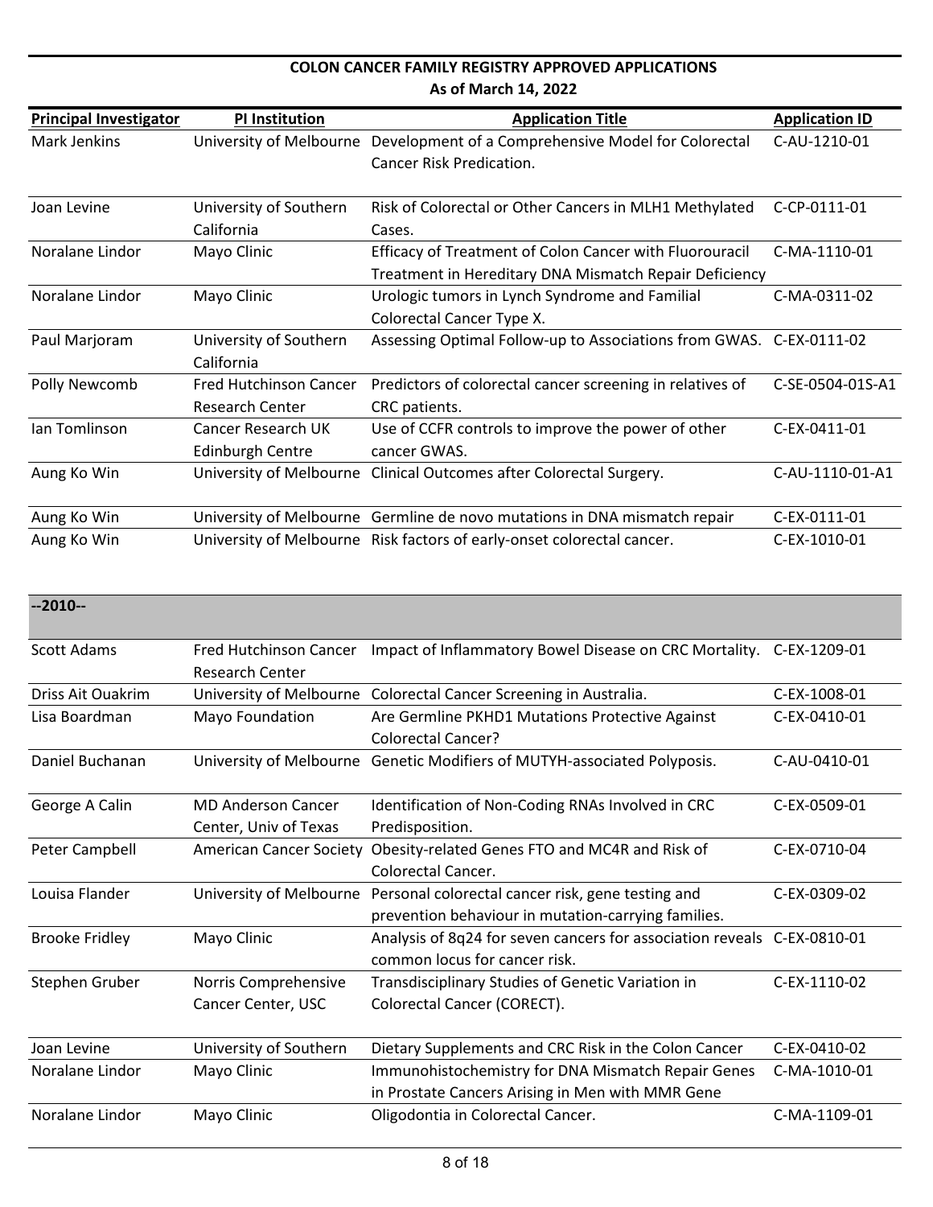## COLON CANCER FAMILY REGISTRY APPROVED APPLICATIONS

**As of March 14, 2022**

| Principal Investigator | PI Institution | Application Title | Application ID |
|---|---|---|---|
| Mark Jenkins | University of Melbourne | Development of a Comprehensive Model for Colorectal Cancer Risk Predication. | C-AU-1210-01 |
| Joan Levine | University of Southern California | Risk of Colorectal or Other Cancers in MLH1 Methylated Cases. | C-CP-0111-01 |
| Noralane Lindor | Mayo Clinic | Efficacy of Treatment of Colon Cancer with Fluorouracil Treatment in Hereditary DNA Mismatch Repair Deficiency | C-MA-1110-01 |
| Noralane Lindor | Mayo Clinic | Urologic tumors in Lynch Syndrome and Familial Colorectal Cancer Type X. | C-MA-0311-02 |
| Paul Marjoram | University of Southern California | Assessing Optimal Follow-up to Associations from GWAS. | C-EX-0111-02 |
| Polly Newcomb | Fred Hutchinson Cancer Research Center | Predictors of colorectal cancer screening in relatives of CRC patients. | C-SE-0504-01S-A1 |
| Ian Tomlinson | Cancer Research UK Edinburgh Centre | Use of CCFR controls to improve the power of other cancer GWAS. | C-EX-0411-01 |
| Aung Ko Win | University of Melbourne | Clinical Outcomes after Colorectal Surgery. | C-AU-1110-01-A1 |
| Aung Ko Win | University of Melbourne | Germline de novo mutations in DNA mismatch repair | C-EX-0111-01 |
| Aung Ko Win | University of Melbourne | Risk factors of early-onset colorectal cancer. | C-EX-1010-01 |
| **--2010--** | | | |
| Scott Adams | Fred Hutchinson Cancer Research Center | Impact of Inflammatory Bowel Disease on CRC Mortality. | C-EX-1209-01 |
| Driss Ait Ouakrim | University of Melbourne | Colorectal Cancer Screening in Australia. | C-EX-1008-01 |
| Lisa Boardman | Mayo Foundation | Are Germline PKHD1 Mutations Protective Against Colorectal Cancer? | C-EX-0410-01 |
| Daniel Buchanan | University of Melbourne | Genetic Modifiers of MUTYH-associated Polyposis. | C-AU-0410-01 |
| George A Calin | MD Anderson Cancer Center, Univ of Texas | Identification of Non-Coding RNAs Involved in CRC Predisposition. | C-EX-0509-01 |
| Peter Campbell | American Cancer Society | Obesity-related Genes FTO and MC4R and Risk of Colorectal Cancer. | C-EX-0710-04 |
| Louisa Flander | University of Melbourne | Personal colorectal cancer risk, gene testing and prevention behaviour in mutation-carrying families. | C-EX-0309-02 |
| Brooke Fridley | Mayo Clinic | Analysis of 8q24 for seven cancers for association reveals common locus for cancer risk. | C-EX-0810-01 |
| Stephen Gruber | Norris Comprehensive Cancer Center, USC | Transdisciplinary Studies of Genetic Variation in Colorectal Cancer (CORECT). | C-EX-1110-02 |
| Joan Levine | University of Southern | Dietary Supplements and CRC Risk in the Colon Cancer | C-EX-0410-02 |
| Noralane Lindor | Mayo Clinic | Immunohistochemistry for DNA Mismatch Repair Genes in Prostate Cancers Arising in Men with MMR Gene | C-MA-1010-01 |
| Noralane Lindor | Mayo Clinic | Oligodontia in Colorectal Cancer. | C-MA-1109-01 |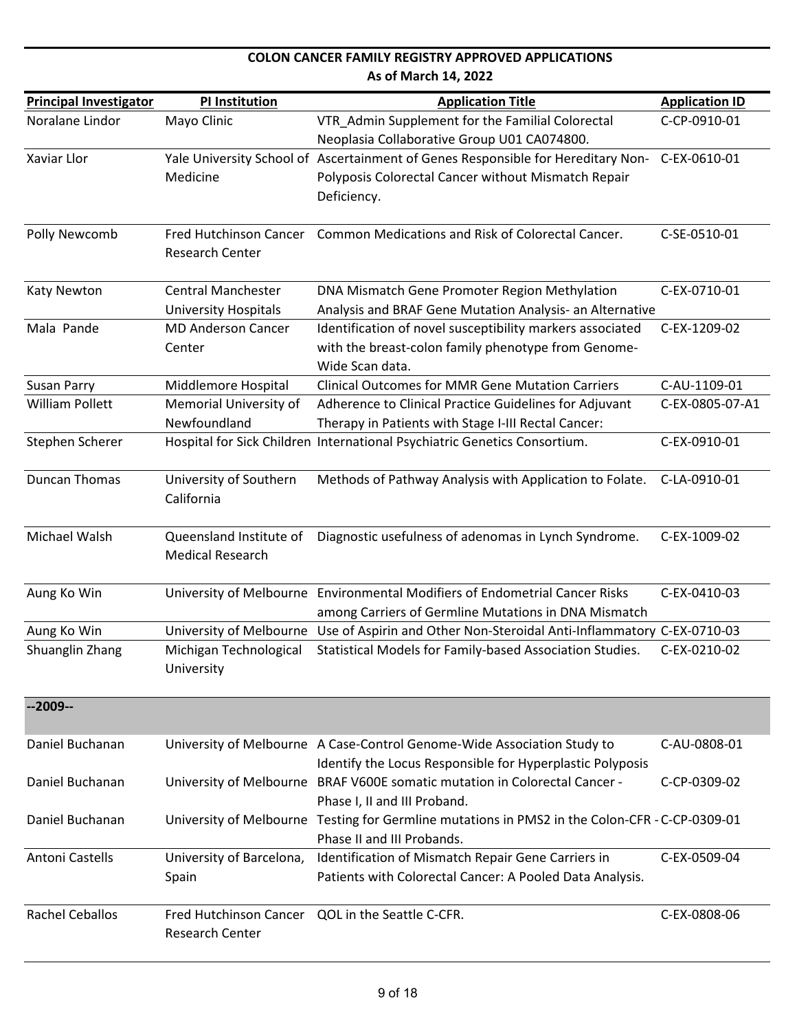## COLON CANCER FAMILY REGISTRY APPROVED APPLICATIONS
### As of March 14, 2022

| Principal Investigator | PI Institution | Application Title | Application ID |
|---|---|---|---|
| Noralane Lindor | Mayo Clinic | VTR_Admin Supplement for the Familial Colorectal Neoplasia Collaborative Group U01 CA074800. | C-CP-0910-01 |
| Xaviar Llor | Yale University School of Medicine | Ascertainment of Genes Responsible for Hereditary Non-Polyposis Colorectal Cancer without Mismatch Repair Deficiency. | C-EX-0610-01 |
| Polly Newcomb | Fred Hutchinson Cancer Research Center | Common Medications and Risk of Colorectal Cancer. | C-SE-0510-01 |
| Katy Newton | Central Manchester University Hospitals | DNA Mismatch Gene Promoter Region Methylation Analysis and BRAF Gene Mutation Analysis- an Alternative | C-EX-0710-01 |
| Mala Pande | MD Anderson Cancer Center | Identification of novel susceptibility markers associated with the breast-colon family phenotype from Genome-Wide Scan data. | C-EX-1209-02 |
| Susan Parry | Middlemore Hospital | Clinical Outcomes for MMR Gene Mutation Carriers | C-AU-1109-01 |
| William Pollett | Memorial University of Newfoundland | Adherence to Clinical Practice Guidelines for Adjuvant Therapy in Patients with Stage I-III Rectal Cancer: | C-EX-0805-07-A1 |
| Stephen Scherer | Hospital for Sick Children | International Psychiatric Genetics Consortium. | C-EX-0910-01 |
| Duncan Thomas | University of Southern California | Methods of Pathway Analysis with Application to Folate. | C-LA-0910-01 |
| Michael Walsh | Queensland Institute of Medical Research | Diagnostic usefulness of adenomas in Lynch Syndrome. | C-EX-1009-02 |
| Aung Ko Win | University of Melbourne | Environmental Modifiers of Endometrial Cancer Risks among Carriers of Germline Mutations in DNA Mismatch | C-EX-0410-03 |
| Aung Ko Win | University of Melbourne | Use of Aspirin and Other Non-Steroidal Anti-Inflammatory | C-EX-0710-03 |
| Shuanglin Zhang | Michigan Technological University | Statistical Models for Family-based Association Studies. | C-EX-0210-02 |
| **--2009--** | | | |
| Daniel Buchanan | University of Melbourne | A Case-Control Genome-Wide Association Study to Identify the Locus Responsible for Hyperplastic Polyposis | C-AU-0808-01 |
| Daniel Buchanan | University of Melbourne | BRAF V600E somatic mutation in Colorectal Cancer - Phase I, II and III Proband. | C-CP-0309-02 |
| Daniel Buchanan | University of Melbourne | Testing for Germline mutations in PMS2 in the Colon-CFR - Phase II and III Probands. | C-CP-0309-01 |
| Antoni Castells | University of Barcelona, Spain | Identification of Mismatch Repair Gene Carriers in Patients with Colorectal Cancer: A Pooled Data Analysis. | C-EX-0509-04 |
| Rachel Ceballos | Fred Hutchinson Cancer Research Center | QOL in the Seattle C-CFR. | C-EX-0808-06 |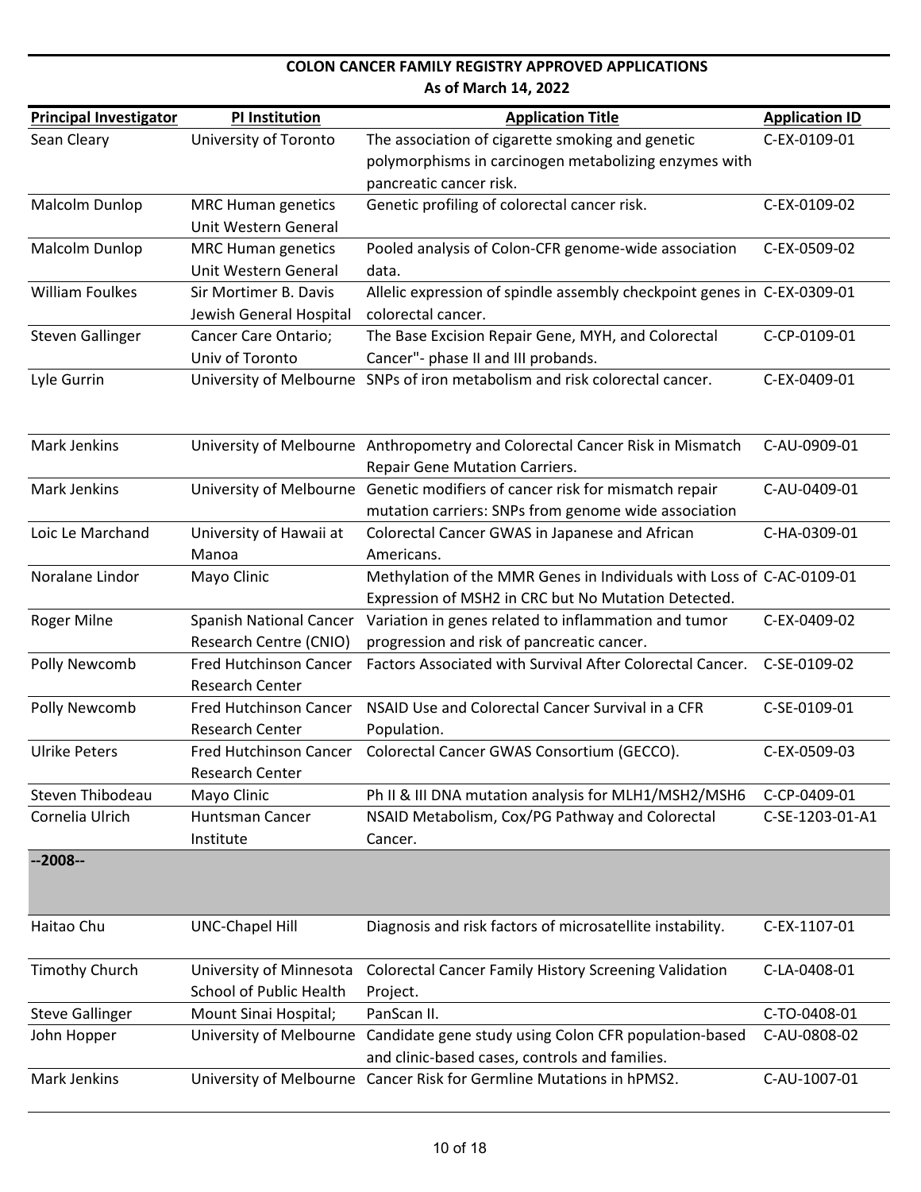## COLON CANCER FAMILY REGISTRY APPROVED APPLICATIONS
### As of March 14, 2022

| Principal Investigator | PI Institution | Application Title | Application ID |
|---|---|---|---|
| Sean Cleary | University of Toronto | The association of cigarette smoking and genetic polymorphisms in carcinogen metabolizing enzymes with pancreatic cancer risk. | C-EX-0109-01 |
| Malcolm Dunlop | MRC Human genetics Unit Western General | Genetic profiling of colorectal cancer risk. | C-EX-0109-02 |
| Malcolm Dunlop | MRC Human genetics Unit Western General | Pooled analysis of Colon-CFR genome-wide association data. | C-EX-0509-02 |
| William Foulkes | Sir Mortimer B. Davis Jewish General Hospital | Allelic expression of spindle assembly checkpoint genes in colorectal cancer. | C-EX-0309-01 |
| Steven Gallinger | Cancer Care Ontario; Univ of Toronto | The Base Excision Repair Gene, MYH, and Colorectal Cancer"- phase II and III probands. | C-CP-0109-01 |
| Lyle Gurrin | University of Melbourne | SNPs of iron metabolism and risk colorectal cancer. | C-EX-0409-01 |
| Mark Jenkins | University of Melbourne | Anthropometry and Colorectal Cancer Risk in Mismatch Repair Gene Mutation Carriers. | C-AU-0909-01 |
| Mark Jenkins | University of Melbourne | Genetic modifiers of cancer risk for mismatch repair mutation carriers: SNPs from genome wide association | C-AU-0409-01 |
| Loic Le Marchand | University of Hawaii at Manoa | Colorectal Cancer GWAS in Japanese and African Americans. | C-HA-0309-01 |
| Noralane Lindor | Mayo Clinic | Methylation of the MMR Genes in Individuals with Loss of Expression of MSH2 in CRC but No Mutation Detected. | C-AC-0109-01 |
| Roger Milne | Spanish National Cancer Research Centre (CNIO) | Variation in genes related to inflammation and tumor progression and risk of pancreatic cancer. | C-EX-0409-02 |
| Polly Newcomb | Fred Hutchinson Cancer Research Center | Factors Associated with Survival After Colorectal Cancer. | C-SE-0109-02 |
| Polly Newcomb | Fred Hutchinson Cancer Research Center | NSAID Use and Colorectal Cancer Survival in a CFR Population. | C-SE-0109-01 |
| Ulrike Peters | Fred Hutchinson Cancer Research Center | Colorectal Cancer GWAS Consortium (GECCO). | C-EX-0509-03 |
| Steven Thibodeau | Mayo Clinic | Ph II & III DNA mutation analysis for MLH1/MSH2/MSH6 | C-CP-0409-01 |
| Cornelia Ulrich | Huntsman Cancer Institute | NSAID Metabolism, Cox/PG Pathway and Colorectal Cancer. | C-SE-1203-01-A1 |
| **--2008--** | | | |
| Haitao Chu | UNC-Chapel Hill | Diagnosis and risk factors of microsatellite instability. | C-EX-1107-01 |
| Timothy Church | University of Minnesota School of Public Health | Colorectal Cancer Family History Screening Validation Project. | C-LA-0408-01 |
| Steve Gallinger | Mount Sinai Hospital; | PanScan II. | C-TO-0408-01 |
| John Hopper | University of Melbourne | Candidate gene study using Colon CFR population-based and clinic-based cases, controls and families. | C-AU-0808-02 |
| Mark Jenkins | University of Melbourne | Cancer Risk for Germline Mutations in hPMS2. | C-AU-1007-01 |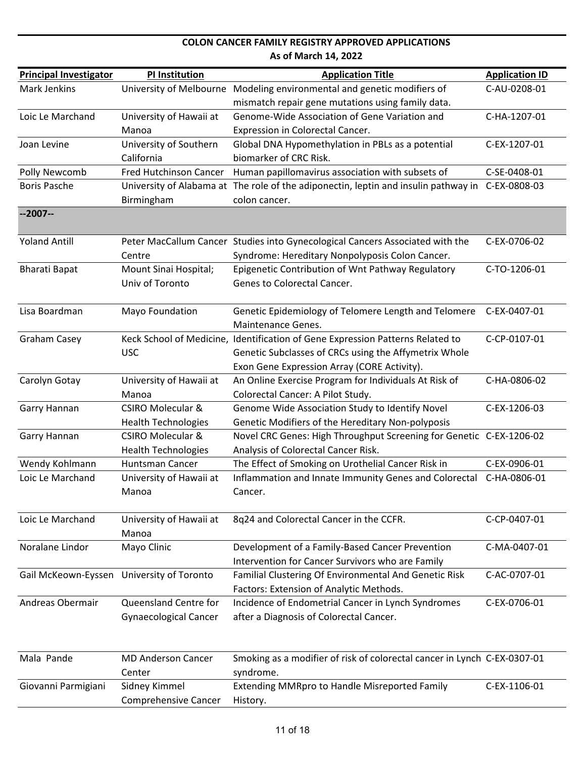## COLON CANCER FAMILY REGISTRY APPROVED APPLICATIONS
### As of March 14, 2022

| Principal Investigator | PI Institution | Application Title | Application ID |
|---|---|---|---|
| Mark Jenkins | University of Melbourne | Modeling environmental and genetic modifiers of mismatch repair gene mutations using family data. | C-AU-0208-01 |
| Loic Le Marchand | University of Hawaii at Manoa | Genome-Wide Association of Gene Variation and Expression in Colorectal Cancer. | C-HA-1207-01 |
| Joan Levine | University of Southern California | Global DNA Hypomethylation in PBLs as a potential biomarker of CRC Risk. | C-EX-1207-01 |
| Polly Newcomb | Fred Hutchinson Cancer | Human papillomavirus association with subsets of | C-SE-0408-01 |
| Boris Pasche | University of Alabama at Birmingham | The role of the adiponectin, leptin and insulin pathway in colon cancer. | C-EX-0808-03 |
| **--2007--** | | | |
| Yoland Antill | Peter MacCallum Cancer Centre | Studies into Gynecological Cancers Associated with the Syndrome: Hereditary Nonpolyposis Colon Cancer. | C-EX-0706-02 |
| Bharati Bapat | Mount Sinai Hospital; Univ of Toronto | Epigenetic Contribution of Wnt Pathway Regulatory Genes to Colorectal Cancer. | C-TO-1206-01 |
| Lisa Boardman | Mayo Foundation | Genetic Epidemiology of Telomere Length and Telomere Maintenance Genes. | C-EX-0407-01 |
| Graham Casey | Keck School of Medicine, USC | Identification of Gene Expression Patterns Related to Genetic Subclasses of CRCs using the Affymetrix Whole Exon Gene Expression Array (CORE Activity). | C-CP-0107-01 |
| Carolyn Gotay | University of Hawaii at Manoa | An Online Exercise Program for Individuals At Risk of Colorectal Cancer: A Pilot Study. | C-HA-0806-02 |
| Garry Hannan | CSIRO Molecular & Health Technologies | Genome Wide Association Study to Identify Novel Genetic Modifiers of the Hereditary Non-polyposis | C-EX-1206-03 |
| Garry Hannan | CSIRO Molecular & Health Technologies | Novel CRC Genes: High Throughput Screening for Genetic Analysis of Colorectal Cancer Risk. | C-EX-1206-02 |
| Wendy Kohlmann | Huntsman Cancer | The Effect of Smoking on Urothelial Cancer Risk in | C-EX-0906-01 |
| Loic Le Marchand | University of Hawaii at Manoa | Inflammation and Innate Immunity Genes and Colorectal Cancer. | C-HA-0806-01 |
| Loic Le Marchand | University of Hawaii at Manoa | 8q24 and Colorectal Cancer in the CCFR. | C-CP-0407-01 |
| Noralane Lindor | Mayo Clinic | Development of a Family-Based Cancer Prevention Intervention for Cancer Survivors who are Family | C-MA-0407-01 |
| Gail McKeown-Eyssen | University of Toronto | Familial Clustering Of Environmental And Genetic Risk Factors: Extension of Analytic Methods. | C-AC-0707-01 |
| Andreas Obermair | Queensland Centre for Gynaecological Cancer | Incidence of Endometrial Cancer in Lynch Syndromes after a Diagnosis of Colorectal Cancer. | C-EX-0706-01 |
| Mala Pande | MD Anderson Cancer Center | Smoking as a modifier of risk of colorectal cancer in Lynch syndrome. | C-EX-0307-01 |
| Giovanni Parmigiani | Sidney Kimmel Comprehensive Cancer | Extending MMRpro to Handle Misreported Family History. | C-EX-1106-01 |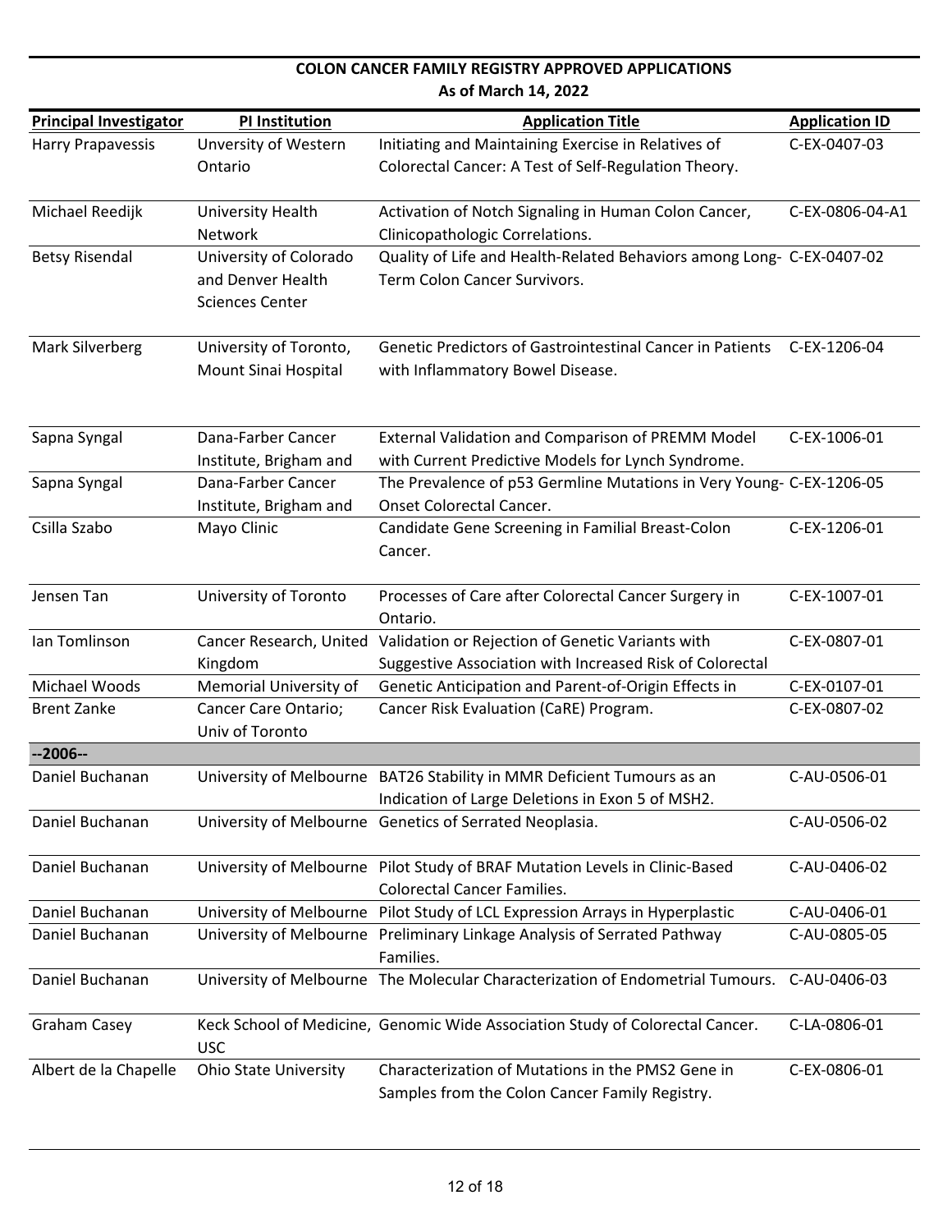## COLON CANCER FAMILY REGISTRY APPROVED APPLICATIONS
### As of March 14, 2022

| Principal Investigator | PI Institution | Application Title | Application ID |
|---|---|---|---|
| Harry Prapavessis | Unversity of Western Ontario | Initiating and Maintaining Exercise in Relatives of Colorectal Cancer: A Test of Self-Regulation Theory. | C-EX-0407-03 |
| Michael Reedijk | University Health Network | Activation of Notch Signaling in Human Colon Cancer, Clinicopathologic Correlations. | C-EX-0806-04-A1 |
| Betsy Risendal | University of Colorado and Denver Health Sciences Center | Quality of Life and Health-Related Behaviors among Long-Term Colon Cancer Survivors. | C-EX-0407-02 |
| Mark Silverberg | University of Toronto, Mount Sinai Hospital | Genetic Predictors of Gastrointestinal Cancer in Patients with Inflammatory Bowel Disease. | C-EX-1206-04 |
| Sapna Syngal | Dana-Farber Cancer Institute, Brigham and | External Validation and Comparison of PREMM Model with Current Predictive Models for Lynch Syndrome. | C-EX-1006-01 |
| Sapna Syngal | Dana-Farber Cancer Institute, Brigham and | The Prevalence of p53 Germline Mutations in Very Young-Onset Colorectal Cancer. | C-EX-1206-05 |
| Csilla Szabo | Mayo Clinic | Candidate Gene Screening in Familial Breast-Colon Cancer. | C-EX-1206-01 |
| Jensen Tan | University of Toronto | Processes of Care after Colorectal Cancer Surgery in Ontario. | C-EX-1007-01 |
| Ian Tomlinson | Cancer Research, United Kingdom | Validation or Rejection of Genetic Variants with Suggestive Association with Increased Risk of Colorectal | C-EX-0807-01 |
| Michael Woods | Memorial University of | Genetic Anticipation and Parent-of-Origin Effects in | C-EX-0107-01 |
| Brent Zanke | Cancer Care Ontario; Univ of Toronto | Cancer Risk Evaluation (CaRE) Program. | C-EX-0807-02 |
| **--2006--** | | | |
| Daniel Buchanan | University of Melbourne | BAT26 Stability in MMR Deficient Tumours as an Indication of Large Deletions in Exon 5 of MSH2. | C-AU-0506-01 |
| Daniel Buchanan | University of Melbourne | Genetics of Serrated Neoplasia. | C-AU-0506-02 |
| Daniel Buchanan | University of Melbourne | Pilot Study of BRAF Mutation Levels in Clinic-Based Colorectal Cancer Families. | C-AU-0406-02 |
| Daniel Buchanan | University of Melbourne | Pilot Study of LCL Expression Arrays in Hyperplastic | C-AU-0406-01 |
| Daniel Buchanan | University of Melbourne | Preliminary Linkage Analysis of Serrated Pathway Families. | C-AU-0805-05 |
| Daniel Buchanan | University of Melbourne | The Molecular Characterization of Endometrial Tumours. | C-AU-0406-03 |
| Graham Casey | Keck School of Medicine, USC | Genomic Wide Association Study of Colorectal Cancer. | C-LA-0806-01 |
| Albert de la Chapelle | Ohio State University | Characterization of Mutations in the PMS2 Gene in Samples from the Colon Cancer Family Registry. | C-EX-0806-01 |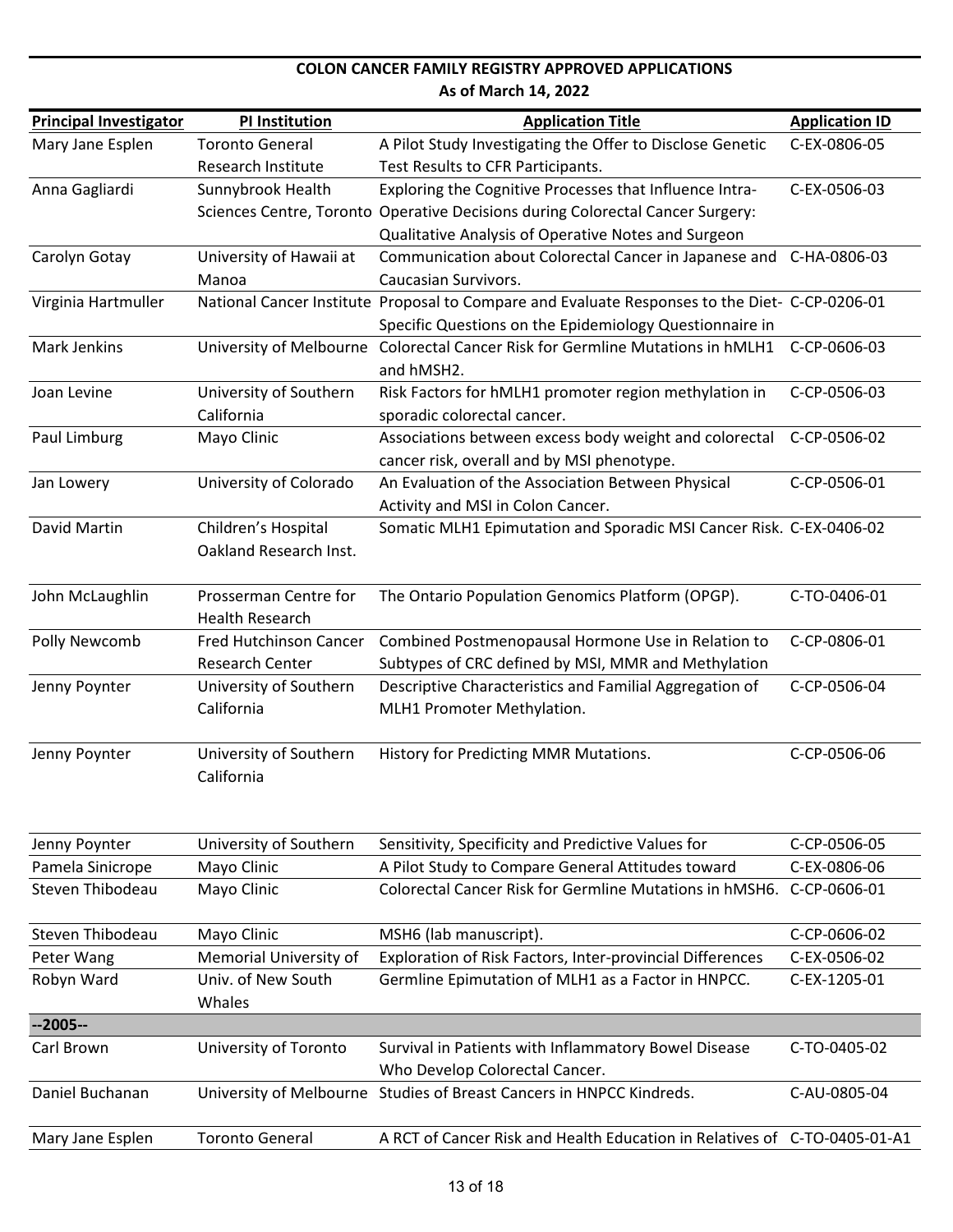**COLON CANCER FAMILY REGISTRY APPROVED APPLICATIONS**
**As of March 14, 2022**

| Principal Investigator | PI Institution | Application Title | Application ID |
|---|---|---|---|
| Mary Jane Esplen | Toronto General Research Institute | A Pilot Study Investigating the Offer to Disclose Genetic Test Results to CFR Participants. | C-EX-0806-05 |
| Anna Gagliardi | Sunnybrook Health Sciences Centre, Toronto | Exploring the Cognitive Processes that Influence Intra-Operative Decisions during Colorectal Cancer Surgery: Qualitative Analysis of Operative Notes and Surgeon | C-EX-0506-03 |
| Carolyn Gotay | University of Hawaii at Manoa | Communication about Colorectal Cancer in Japanese and Caucasian Survivors. | C-HA-0806-03 |
| Virginia Hartmuller | National Cancer Institute | Proposal to Compare and Evaluate Responses to the Diet-Specific Questions on the Epidemiology Questionnaire in | C-CP-0206-01 |
| Mark Jenkins | University of Melbourne | Colorectal Cancer Risk for Germline Mutations in hMLH1 and hMSH2. | C-CP-0606-03 |
| Joan Levine | University of Southern California | Risk Factors for hMLH1 promoter region methylation in sporadic colorectal cancer. | C-CP-0506-03 |
| Paul Limburg | Mayo Clinic | Associations between excess body weight and colorectal cancer risk, overall and by MSI phenotype. | C-CP-0506-02 |
| Jan Lowery | University of Colorado | An Evaluation of the Association Between Physical Activity and MSI in Colon Cancer. | C-CP-0506-01 |
| David Martin | Children's Hospital Oakland Research Inst. | Somatic MLH1 Epimutation and Sporadic MSI Cancer Risk. | C-EX-0406-02 |
| John McLaughlin | Prosserman Centre for Health Research | The Ontario Population Genomics Platform (OPGP). | C-TO-0406-01 |
| Polly Newcomb | Fred Hutchinson Cancer Research Center | Combined Postmenopausal Hormone Use in Relation to Subtypes of CRC defined by MSI, MMR and Methylation | C-CP-0806-01 |
| Jenny Poynter | University of Southern California | Descriptive Characteristics and Familial Aggregation of MLH1 Promoter Methylation. | C-CP-0506-04 |
| Jenny Poynter | University of Southern California | History for Predicting MMR Mutations. | C-CP-0506-06 |
| Jenny Poynter | University of Southern | Sensitivity, Specificity and Predictive Values for | C-CP-0506-05 |
| Pamela Sinicrope | Mayo Clinic | A Pilot Study to Compare General Attitudes toward | C-EX-0806-06 |
| Steven Thibodeau | Mayo Clinic | Colorectal Cancer Risk for Germline Mutations in hMSH6. | C-CP-0606-01 |
| Steven Thibodeau | Mayo Clinic | MSH6 (lab manuscript). | C-CP-0606-02 |
| Peter Wang | Memorial University of | Exploration of Risk Factors, Inter-provincial Differences | C-EX-0506-02 |
| Robyn Ward | Univ. of New South Whales | Germline Epimutation of MLH1 as a Factor in HNPCC. | C-EX-1205-01 |
| **--2005--** | | | |
| Carl Brown | University of Toronto | Survival in Patients with Inflammatory Bowel Disease Who Develop Colorectal Cancer. | C-TO-0405-02 |
| Daniel Buchanan | University of Melbourne | Studies of Breast Cancers in HNPCC Kindreds. | C-AU-0805-04 |
| Mary Jane Esplen | Toronto General | A RCT of Cancer Risk and Health Education in Relatives of | C-TO-0405-01-A1 |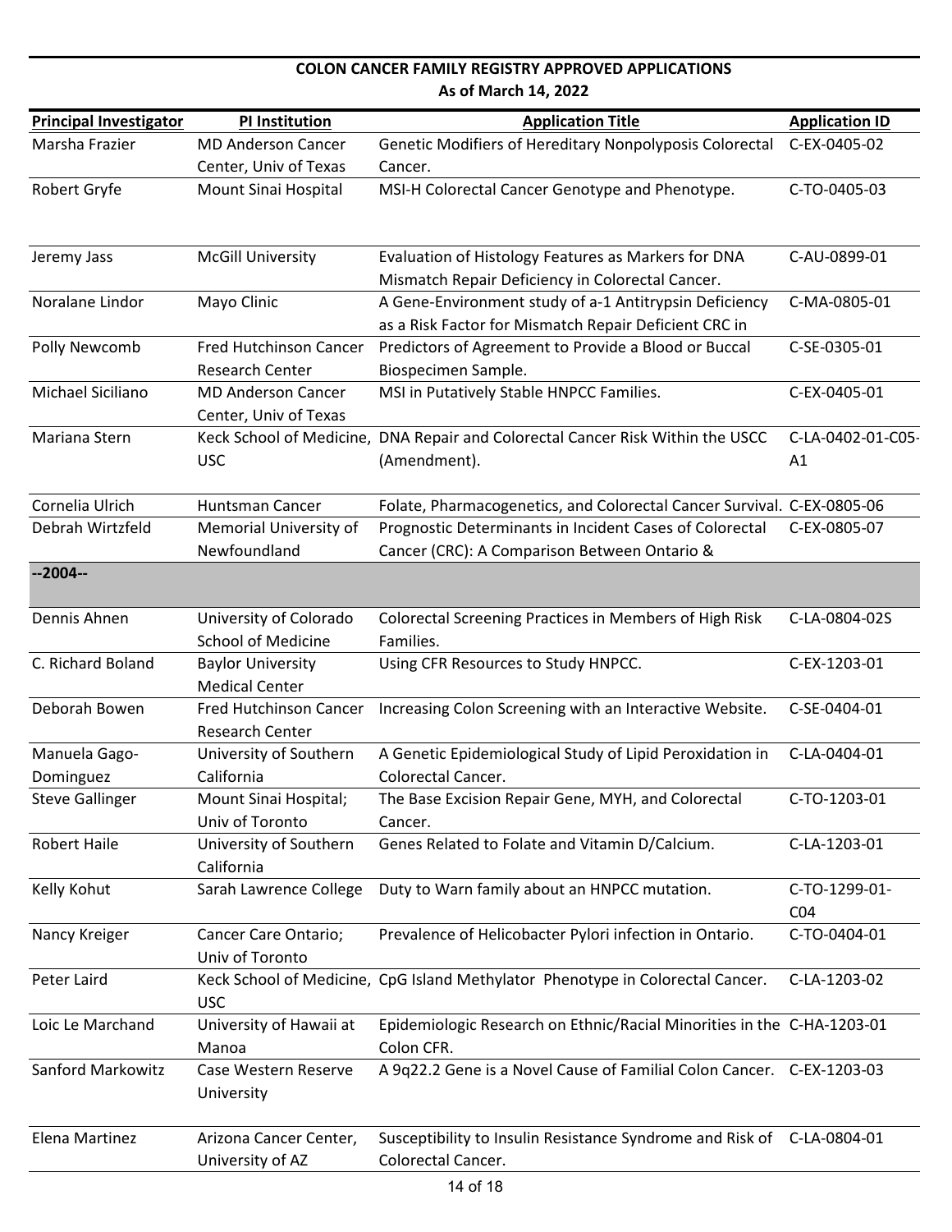## COLON CANCER FAMILY REGISTRY APPROVED APPLICATIONS
### As of March 14, 2022

| Principal Investigator | PI Institution | Application Title | Application ID |
|---|---|---|---|
| Marsha Frazier | MD Anderson Cancer Center, Univ of Texas | Genetic Modifiers of Hereditary Nonpolyposis Colorectal Cancer. | C-EX-0405-02 |
| Robert Gryfe | Mount Sinai Hospital | MSI-H Colorectal Cancer Genotype and Phenotype. | C-TO-0405-03 |
| Jeremy Jass | McGill University | Evaluation of Histology Features as Markers for DNA Mismatch Repair Deficiency in Colorectal Cancer. | C-AU-0899-01 |
| Noralane Lindor | Mayo Clinic | A Gene-Environment study of a-1 Antitrypsin Deficiency as a Risk Factor for Mismatch Repair Deficient CRC in | C-MA-0805-01 |
| Polly Newcomb | Fred Hutchinson Cancer Research Center | Predictors of Agreement to Provide a Blood or Buccal Biospecimen Sample. | C-SE-0305-01 |
| Michael Siciliano | MD Anderson Cancer Center, Univ of Texas | MSI in Putatively Stable HNPCC Families. | C-EX-0405-01 |
| Mariana Stern | Keck School of Medicine, USC | DNA Repair and Colorectal Cancer Risk Within the USCC (Amendment). | C-LA-0402-01-C05-A1 |
| Cornelia Ulrich | Huntsman Cancer | Folate, Pharmacogenetics, and Colorectal Cancer Survival. | C-EX-0805-06 |
| Debrah Wirtzfeld | Memorial University of Newfoundland | Prognostic Determinants in Incident Cases of Colorectal Cancer (CRC): A Comparison Between Ontario & | C-EX-0805-07 |
| **--2004--** | | | |
| Dennis Ahnen | University of Colorado School of Medicine | Colorectal Screening Practices in Members of High Risk Families. | C-LA-0804-02S |
| C. Richard Boland | Baylor University Medical Center | Using CFR Resources to Study HNPCC. | C-EX-1203-01 |
| Deborah Bowen | Fred Hutchinson Cancer Research Center | Increasing Colon Screening with an Interactive Website. | C-SE-0404-01 |
| Manuela Gago-Dominguez | University of Southern California | A Genetic Epidemiological Study of Lipid Peroxidation in Colorectal Cancer. | C-LA-0404-01 |
| Steve Gallinger | Mount Sinai Hospital; Univ of Toronto | The Base Excision Repair Gene, MYH, and Colorectal Cancer. | C-TO-1203-01 |
| Robert Haile | University of Southern California | Genes Related to Folate and Vitamin D/Calcium. | C-LA-1203-01 |
| Kelly Kohut | Sarah Lawrence College | Duty to Warn family about an HNPCC mutation. | C-TO-1299-01-C04 |
| Nancy Kreiger | Cancer Care Ontario; Univ of Toronto | Prevalence of Helicobacter Pylori infection in Ontario. | C-TO-0404-01 |
| Peter Laird | Keck School of Medicine, USC | CpG Island Methylator Phenotype in Colorectal Cancer. | C-LA-1203-02 |
| Loic Le Marchand | University of Hawaii at Manoa | Epidemiologic Research on Ethnic/Racial Minorities in the Colon CFR. | C-HA-1203-01 |
| Sanford Markowitz | Case Western Reserve University | A 9q22.2 Gene is a Novel Cause of Familial Colon Cancer. | C-EX-1203-03 |
| Elena Martinez | Arizona Cancer Center, University of AZ | Susceptibility to Insulin Resistance Syndrome and Risk of Colorectal Cancer. | C-LA-0804-01 |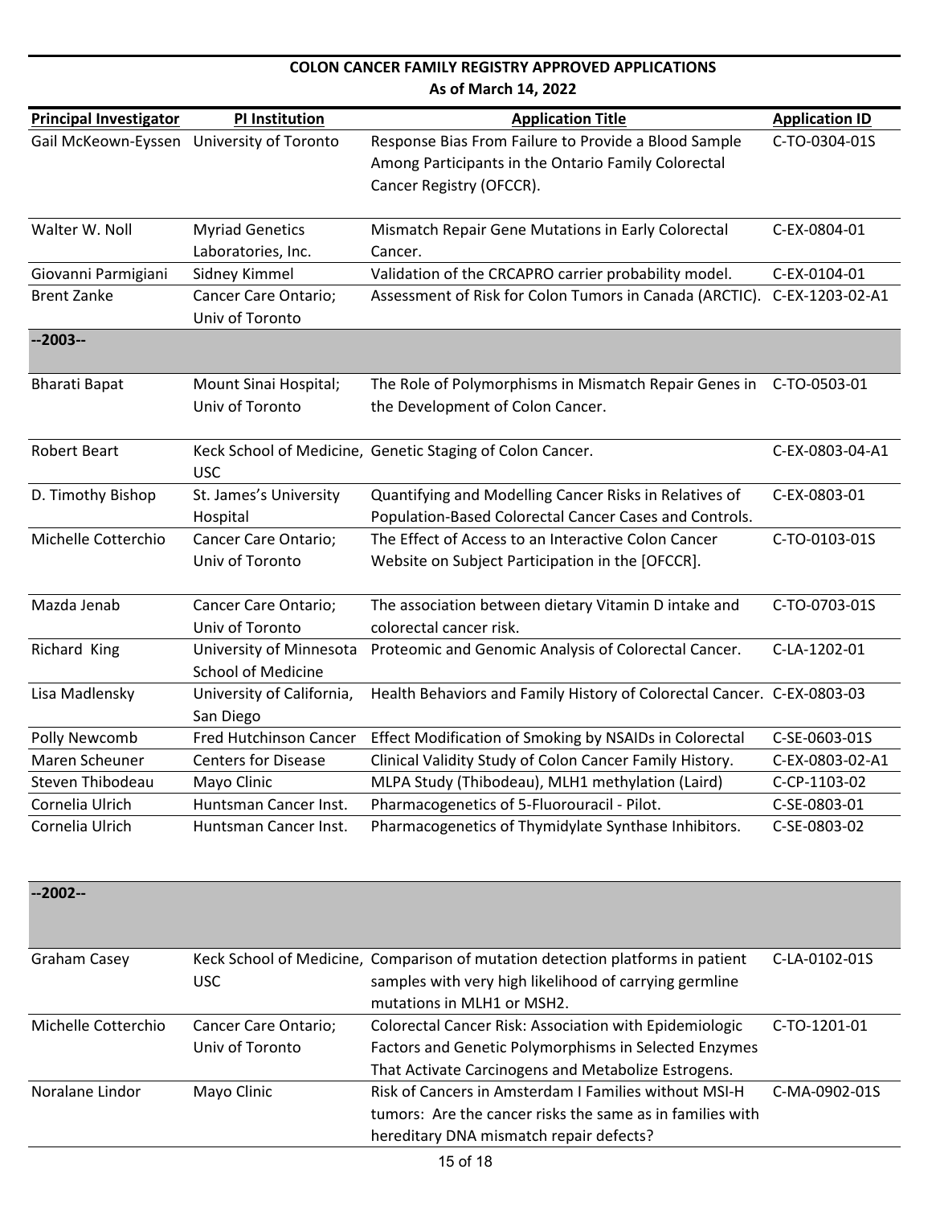## COLON CANCER FAMILY REGISTRY APPROVED APPLICATIONS
**As of March 14, 2022**

| Principal Investigator | PI Institution | Application Title | Application ID |
|---|---|---|---|
| Gail McKeown-Eyssen | University of Toronto | Response Bias From Failure to Provide a Blood Sample Among Participants in the Ontario Family Colorectal Cancer Registry (OFCCR). | C-TO-0304-01S |
| Walter W. Noll | Myriad Genetics Laboratories, Inc. | Mismatch Repair Gene Mutations in Early Colorectal Cancer. | C-EX-0804-01 |
| Giovanni Parmigiani | Sidney Kimmel | Validation of the CRCAPRO carrier probability model. | C-EX-0104-01 |
| Brent Zanke | Cancer Care Ontario; Univ of Toronto | Assessment of Risk for Colon Tumors in Canada (ARCTIC). | C-EX-1203-02-A1 |
| **--2003--** | | | |
| Bharati Bapat | Mount Sinai Hospital; Univ of Toronto | The Role of Polymorphisms in Mismatch Repair Genes in the Development of Colon Cancer. | C-TO-0503-01 |
| Robert Beart | Keck School of Medicine, USC | Genetic Staging of Colon Cancer. | C-EX-0803-04-A1 |
| D. Timothy Bishop | St. James's University Hospital | Quantifying and Modelling Cancer Risks in Relatives of Population-Based Colorectal Cancer Cases and Controls. | C-EX-0803-01 |
| Michelle Cotterchio | Cancer Care Ontario; Univ of Toronto | The Effect of Access to an Interactive Colon Cancer Website on Subject Participation in the [OFCCR]. | C-TO-0103-01S |
| Mazda Jenab | Cancer Care Ontario; Univ of Toronto | The association between dietary Vitamin D intake and colorectal cancer risk. | C-TO-0703-01S |
| Richard King | University of Minnesota School of Medicine | Proteomic and Genomic Analysis of Colorectal Cancer. | C-LA-1202-01 |
| Lisa Madlensky | University of California, San Diego | Health Behaviors and Family History of Colorectal Cancer. | C-EX-0803-03 |
| Polly Newcomb | Fred Hutchinson Cancer | Effect Modification of Smoking by NSAIDs in Colorectal | C-SE-0603-01S |
| Maren Scheuner | Centers for Disease | Clinical Validity Study of Colon Cancer Family History. | C-EX-0803-02-A1 |
| Steven Thibodeau | Mayo Clinic | MLPA Study (Thibodeau), MLH1 methylation (Laird) | C-CP-1103-02 |
| Cornelia Ulrich | Huntsman Cancer Inst. | Pharmacogenetics of 5-Fluorouracil - Pilot. | C-SE-0803-01 |
| Cornelia Ulrich | Huntsman Cancer Inst. | Pharmacogenetics of Thymidylate Synthase Inhibitors. | C-SE-0803-02 |
| **--2002--** | | | |
| Graham Casey | Keck School of Medicine, USC | Comparison of mutation detection platforms in patient samples with very high likelihood of carrying germline mutations in MLH1 or MSH2. | C-LA-0102-01S |
| Michelle Cotterchio | Cancer Care Ontario; Univ of Toronto | Colorectal Cancer Risk: Association with Epidemiologic Factors and Genetic Polymorphisms in Selected Enzymes That Activate Carcinogens and Metabolize Estrogens. | C-TO-1201-01 |
| Noralane Lindor | Mayo Clinic | Risk of Cancers in Amsterdam I Families without MSI-H tumors: Are the cancer risks the same as in families with hereditary DNA mismatch repair defects? | C-MA-0902-01S |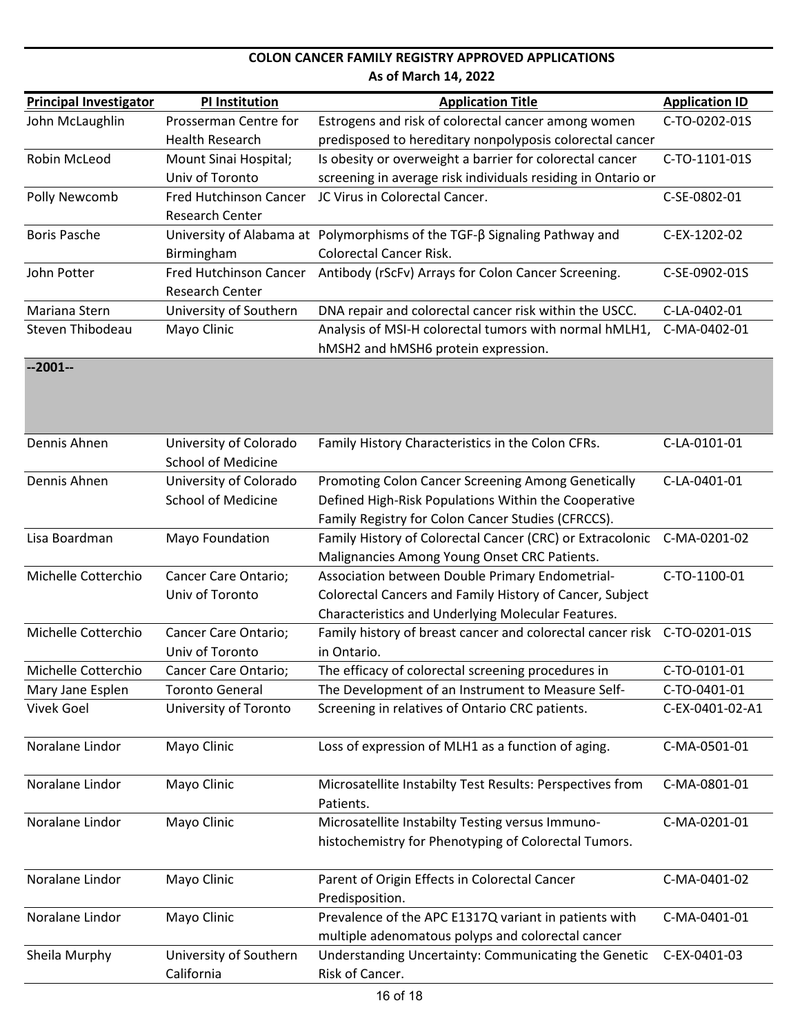## COLON CANCER FAMILY REGISTRY APPROVED APPLICATIONS
### As of March 14, 2022

| Principal Investigator | PI Institution | Application Title | Application ID |
|---|---|---|---|
| John McLaughlin | Prosserman Centre for Health Research | Estrogens and risk of colorectal cancer among women predisposed to hereditary nonpolyposis colorectal cancer | C-TO-0202-01S |
| Robin McLeod | Mount Sinai Hospital; Univ of Toronto | Is obesity or overweight a barrier for colorectal cancer screening in average risk individuals residing in Ontario or | C-TO-1101-01S |
| Polly Newcomb | Fred Hutchinson Cancer Research Center | JC Virus in Colorectal Cancer. | C-SE-0802-01 |
| Boris Pasche | University of Alabama at Birmingham | Polymorphisms of the TGF-β Signaling Pathway and Colorectal Cancer Risk. | C-EX-1202-02 |
| John Potter | Fred Hutchinson Cancer Research Center | Antibody (rScFv) Arrays for Colon Cancer Screening. | C-SE-0902-01S |
| Mariana Stern | University of Southern | DNA repair and colorectal cancer risk within the USCC. | C-LA-0402-01 |
| Steven Thibodeau | Mayo Clinic | Analysis of MSI-H colorectal tumors with normal hMLH1, hMSH2 and hMSH6 protein expression. | C-MA-0402-01 |
| **--2001--** | | | |
| Dennis Ahnen | University of Colorado School of Medicine | Family History Characteristics in the Colon CFRs. | C-LA-0101-01 |
| Dennis Ahnen | University of Colorado School of Medicine | Promoting Colon Cancer Screening Among Genetically Defined High-Risk Populations Within the Cooperative Family Registry for Colon Cancer Studies (CFRCCS). | C-LA-0401-01 |
| Lisa Boardman | Mayo Foundation | Family History of Colorectal Cancer (CRC) or Extracolonic Malignancies Among Young Onset CRC Patients. | C-MA-0201-02 |
| Michelle Cotterchio | Cancer Care Ontario; Univ of Toronto | Association between Double Primary Endometrial-Colorectal Cancers and Family History of Cancer, Subject Characteristics and Underlying Molecular Features. | C-TO-1100-01 |
| Michelle Cotterchio | Cancer Care Ontario; Univ of Toronto | Family history of breast cancer and colorectal cancer risk in Ontario. | C-TO-0201-01S |
| Michelle Cotterchio | Cancer Care Ontario; | The efficacy of colorectal screening procedures in | C-TO-0101-01 |
| Mary Jane Esplen | Toronto General | The Development of an Instrument to Measure Self- | C-TO-0401-01 |
| Vivek Goel | University of Toronto | Screening in relatives of Ontario CRC patients. | C-EX-0401-02-A1 |
| Noralane Lindor | Mayo Clinic | Loss of expression of MLH1 as a function of aging. | C-MA-0501-01 |
| Noralane Lindor | Mayo Clinic | Microsatellite Instabilty Test Results: Perspectives from Patients. | C-MA-0801-01 |
| Noralane Lindor | Mayo Clinic | Microsatellite Instabilty Testing versus Immuno-histochemistry for Phenotyping of Colorectal Tumors. | C-MA-0201-01 |
| Noralane Lindor | Mayo Clinic | Parent of Origin Effects in Colorectal Cancer Predisposition. | C-MA-0401-02 |
| Noralane Lindor | Mayo Clinic | Prevalence of the APC E1317Q variant in patients with multiple adenomatous polyps and colorectal cancer | C-MA-0401-01 |
| Sheila Murphy | University of Southern California | Understanding Uncertainty: Communicating the Genetic Risk of Cancer. | C-EX-0401-03 |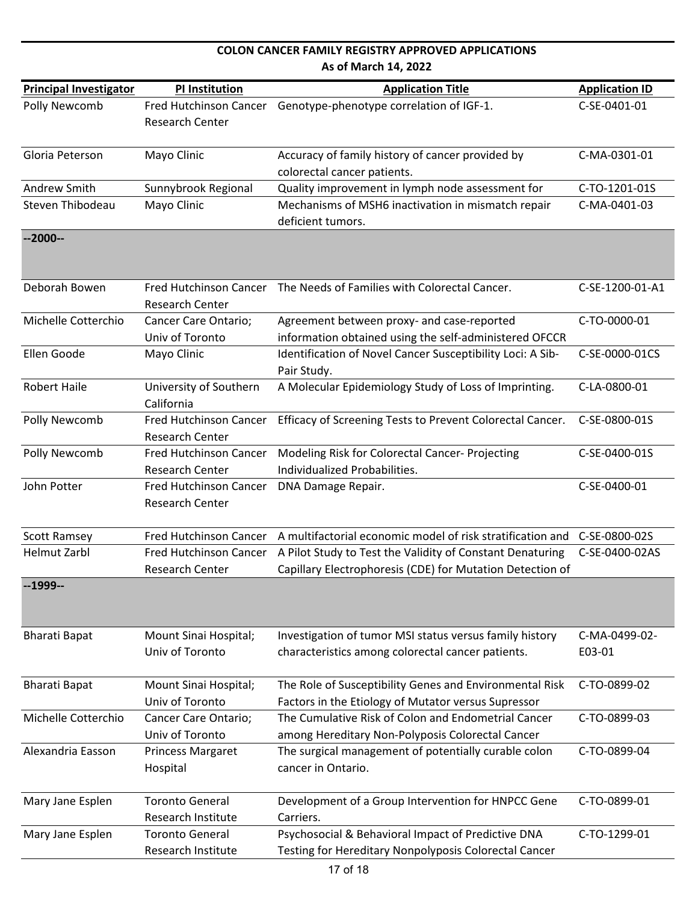**COLON CANCER FAMILY REGISTRY APPROVED APPLICATIONS**
**As of March 14, 2022**

| Principal Investigator | PI Institution | Application Title | Application ID |
|---|---|---|---|
| Polly Newcomb | Fred Hutchinson Cancer Research Center | Genotype-phenotype correlation of IGF-1. | C-SE-0401-01 |
| Gloria Peterson | Mayo Clinic | Accuracy of family history of cancer provided by colorectal cancer patients. | C-MA-0301-01 |
| Andrew Smith | Sunnybrook Regional | Quality improvement in lymph node assessment for | C-TO-1201-01S |
| Steven Thibodeau | Mayo Clinic | Mechanisms of MSH6 inactivation in mismatch repair deficient tumors. | C-MA-0401-03 |
| **--2000--** | | | |
| Deborah Bowen | Fred Hutchinson Cancer Research Center | The Needs of Families with Colorectal Cancer. | C-SE-1200-01-A1 |
| Michelle Cotterchio | Cancer Care Ontario; Univ of Toronto | Agreement between proxy- and case-reported information obtained using the self-administered OFCCR | C-TO-0000-01 |
| Ellen Goode | Mayo Clinic | Identification of Novel Cancer Susceptibility Loci: A Sib-Pair Study. | C-SE-0000-01CS |
| Robert Haile | University of Southern California | A Molecular Epidemiology Study of Loss of Imprinting. | C-LA-0800-01 |
| Polly Newcomb | Fred Hutchinson Cancer Research Center | Efficacy of Screening Tests to Prevent Colorectal Cancer. | C-SE-0800-01S |
| Polly Newcomb | Fred Hutchinson Cancer Research Center | Modeling Risk for Colorectal Cancer- Projecting Individualized Probabilities. | C-SE-0400-01S |
| John Potter | Fred Hutchinson Cancer Research Center | DNA Damage Repair. | C-SE-0400-01 |
| Scott Ramsey | Fred Hutchinson Cancer | A multifactorial economic model of risk stratification and | C-SE-0800-02S |
| Helmut Zarbl | Fred Hutchinson Cancer Research Center | A Pilot Study to Test the Validity of Constant Denaturing Capillary Electrophoresis (CDE) for Mutation Detection of | C-SE-0400-02AS |
| **--1999--** | | | |
| Bharati Bapat | Mount Sinai Hospital; Univ of Toronto | Investigation of tumor MSI status versus family history characteristics among colorectal cancer patients. | C-MA-0499-02-E03-01 |
| Bharati Bapat | Mount Sinai Hospital; Univ of Toronto | The Role of Susceptibility Genes and Environmental Risk Factors in the Etiology of Mutator versus Supressor | C-TO-0899-02 |
| Michelle Cotterchio | Cancer Care Ontario; Univ of Toronto | The Cumulative Risk of Colon and Endometrial Cancer among Hereditary Non-Polyposis Colorectal Cancer | C-TO-0899-03 |
| Alexandria Easson | Princess Margaret Hospital | The surgical management of potentially curable colon cancer in Ontario. | C-TO-0899-04 |
| Mary Jane Esplen | Toronto General Research Institute | Development of a Group Intervention for HNPCC Gene Carriers. | C-TO-0899-01 |
| Mary Jane Esplen | Toronto General Research Institute | Psychosocial & Behavioral Impact of Predictive DNA Testing for Hereditary Nonpolyposis Colorectal Cancer | C-TO-1299-01 |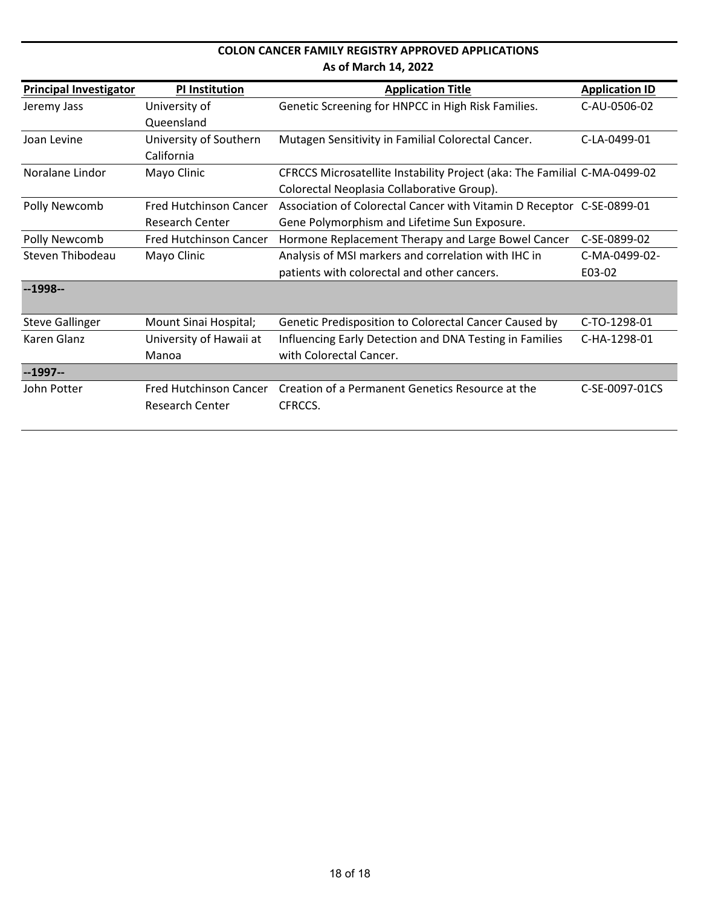**COLON CANCER FAMILY REGISTRY APPROVED APPLICATIONS**
**As of March 14, 2022**

| Principal Investigator | PI Institution | Application Title | Application ID |
|---|---|---|---|
| Jeremy Jass | University of Queensland | Genetic Screening for HNPCC in High Risk Families. | C-AU-0506-02 |
| Joan Levine | University of Southern California | Mutagen Sensitivity in Familial Colorectal Cancer. | C-LA-0499-01 |
| Noralane Lindor | Mayo Clinic | CFRCCS Microsatellite Instability Project (aka: The Familial Colorectal Neoplasia Collaborative Group). | C-MA-0499-02 |
| Polly Newcomb | Fred Hutchinson Cancer Research Center | Association of Colorectal Cancer with Vitamin D Receptor Gene Polymorphism and Lifetime Sun Exposure. | C-SE-0899-01 |
| Polly Newcomb | Fred Hutchinson Cancer | Hormone Replacement Therapy and Large Bowel Cancer | C-SE-0899-02 |
| Steven Thibodeau | Mayo Clinic | Analysis of MSI markers and correlation with IHC in patients with colorectal and other cancers. | C-MA-0499-02-E03-02 |
| **--1998--** | | | |
| Steve Gallinger | Mount Sinai Hospital; | Genetic Predisposition to Colorectal Cancer Caused by | C-TO-1298-01 |
| Karen Glanz | University of Hawaii at Manoa | Influencing Early Detection and DNA Testing in Families with Colorectal Cancer. | C-HA-1298-01 |
| **--1997--** | | | |
| John Potter | Fred Hutchinson Cancer Research Center | Creation of a Permanent Genetics Resource at the CFRCCS. | C-SE-0097-01CS |